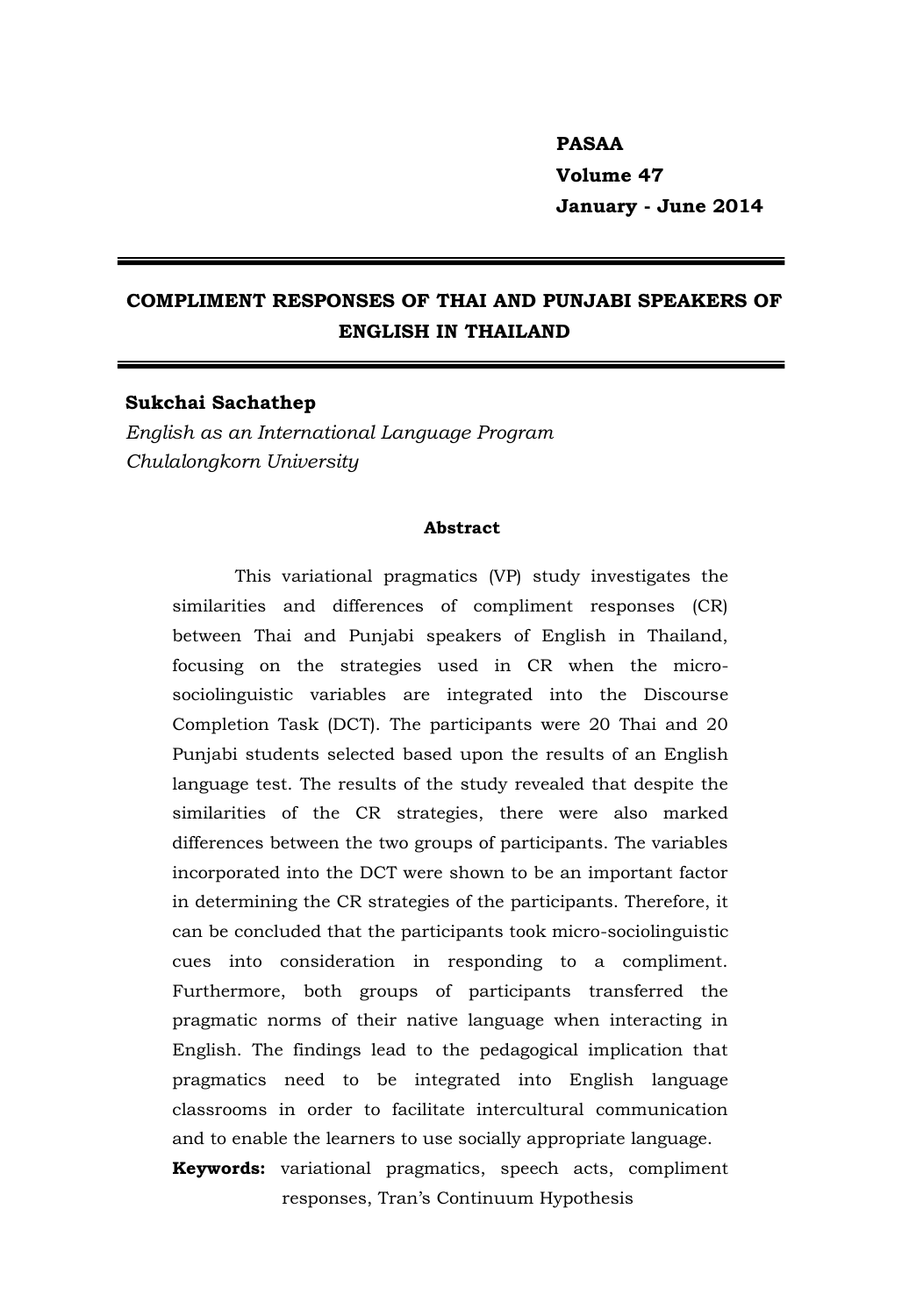# COMPLIMENT RESPONSES OF THAI AND PUNJABI SPEAKERS OF ENGLISH IN THAILAND

**Sukchai Sachathep**
*English as an International Language Program*
*Chulalongkorn University*

**Abstract**

This variational pragmatics (VP) study investigates the similarities and differences of compliment responses (CR) between Thai and Punjabi speakers of English in Thailand, focusing on the strategies used in CR when the micro-sociolinguistic variables are integrated into the Discourse Completion Task (DCT). The participants were 20 Thai and 20 Punjabi students selected based upon the results of an English language test. The results of the study revealed that despite the similarities of the CR strategies, there were also marked differences between the two groups of participants. The variables incorporated into the DCT were shown to be an important factor in determining the CR strategies of the participants. Therefore, it can be concluded that the participants took micro-sociolinguistic cues into consideration in responding to a compliment. Furthermore, both groups of participants transferred the pragmatic norms of their native language when interacting in English. The findings lead to the pedagogical implication that pragmatics need to be integrated into English language classrooms in order to facilitate intercultural communication and to enable the learners to use socially appropriate language.

**Keywords:** variational pragmatics, speech acts, compliment responses, Tran's Continuum Hypothesis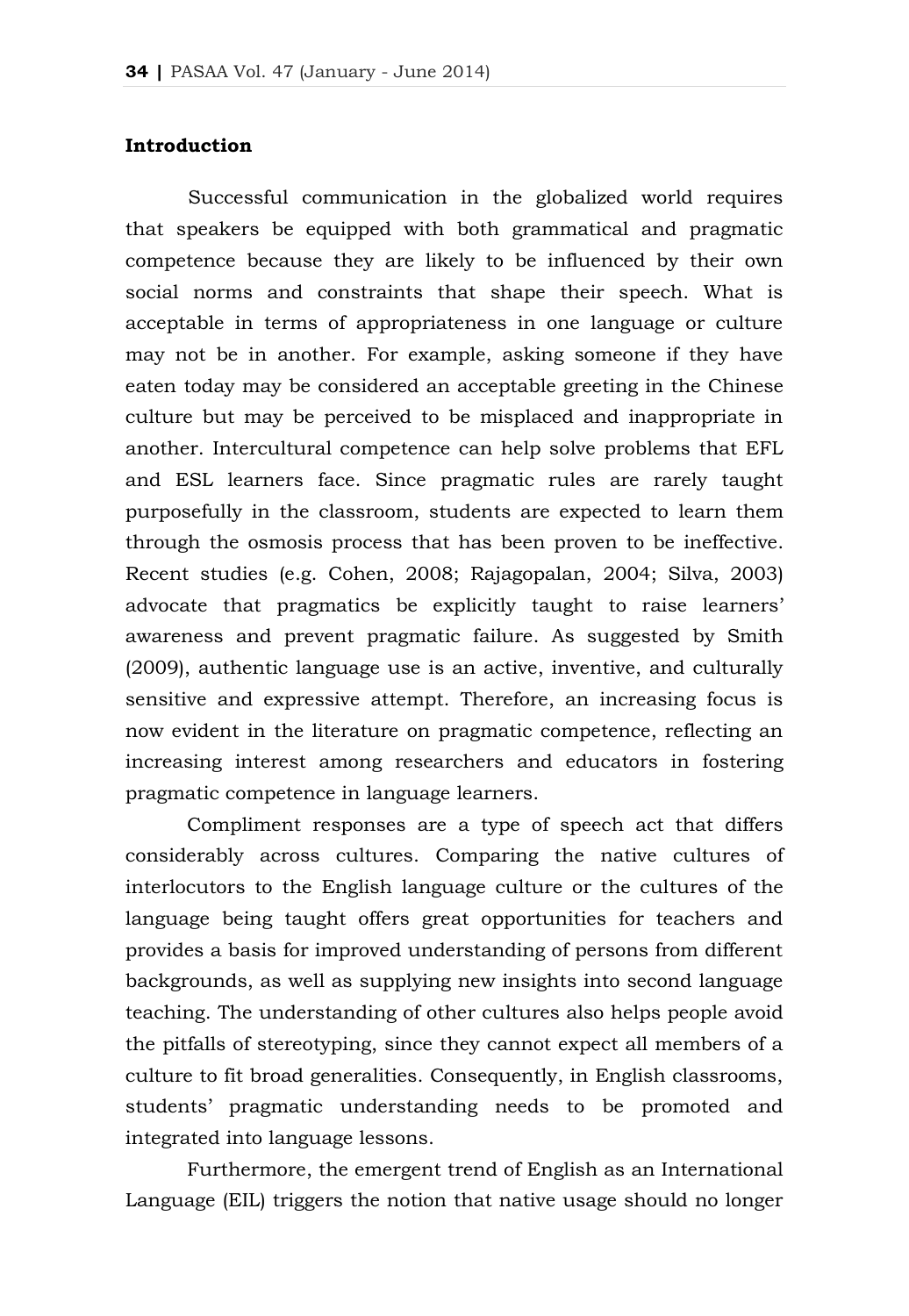## Introduction

Successful communication in the globalized world requires that speakers be equipped with both grammatical and pragmatic competence because they are likely to be influenced by their own social norms and constraints that shape their speech. What is acceptable in terms of appropriateness in one language or culture may not be in another. For example, asking someone if they have eaten today may be considered an acceptable greeting in the Chinese culture but may be perceived to be misplaced and inappropriate in another. Intercultural competence can help solve problems that EFL and ESL learners face. Since pragmatic rules are rarely taught purposefully in the classroom, students are expected to learn them through the osmosis process that has been proven to be ineffective. Recent studies (e.g. Cohen, 2008; Rajagopalan, 2004; Silva, 2003) advocate that pragmatics be explicitly taught to raise learners' awareness and prevent pragmatic failure. As suggested by Smith (2009), authentic language use is an active, inventive, and culturally sensitive and expressive attempt. Therefore, an increasing focus is now evident in the literature on pragmatic competence, reflecting an increasing interest among researchers and educators in fostering pragmatic competence in language learners.

Compliment responses are a type of speech act that differs considerably across cultures. Comparing the native cultures of interlocutors to the English language culture or the cultures of the language being taught offers great opportunities for teachers and provides a basis for improved understanding of persons from different backgrounds, as well as supplying new insights into second language teaching. The understanding of other cultures also helps people avoid the pitfalls of stereotyping, since they cannot expect all members of a culture to fit broad generalities. Consequently, in English classrooms, students' pragmatic understanding needs to be promoted and integrated into language lessons.

Furthermore, the emergent trend of English as an International Language (EIL) triggers the notion that native usage should no longer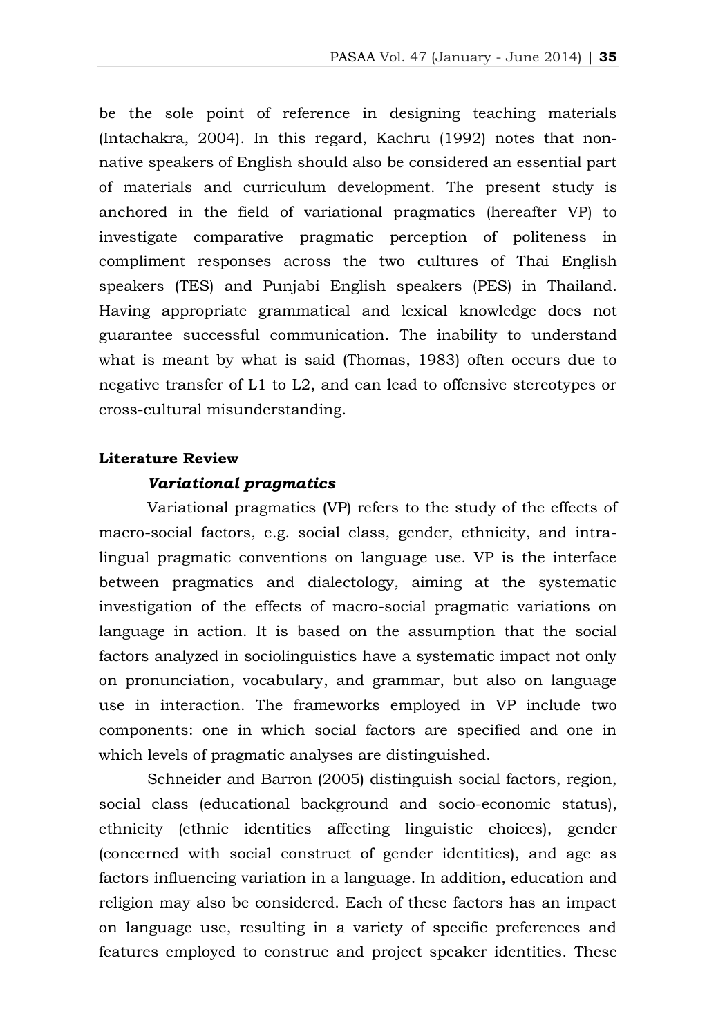be the sole point of reference in designing teaching materials (Intachakra, 2004). In this regard, Kachru (1992) notes that non-native speakers of English should also be considered an essential part of materials and curriculum development. The present study is anchored in the field of variational pragmatics (hereafter VP) to investigate comparative pragmatic perception of politeness in compliment responses across the two cultures of Thai English speakers (TES) and Punjabi English speakers (PES) in Thailand. Having appropriate grammatical and lexical knowledge does not guarantee successful communication. The inability to understand what is meant by what is said (Thomas, 1983) often occurs due to negative transfer of L1 to L2, and can lead to offensive stereotypes or cross-cultural misunderstanding.

## Literature Review

### *Variational pragmatics*

Variational pragmatics (VP) refers to the study of the effects of macro-social factors, e.g. social class, gender, ethnicity, and intra-lingual pragmatic conventions on language use. VP is the interface between pragmatics and dialectology, aiming at the systematic investigation of the effects of macro-social pragmatic variations on language in action. It is based on the assumption that the social factors analyzed in sociolinguistics have a systematic impact not only on pronunciation, vocabulary, and grammar, but also on language use in interaction. The frameworks employed in VP include two components: one in which social factors are specified and one in which levels of pragmatic analyses are distinguished.

Schneider and Barron (2005) distinguish social factors, region, social class (educational background and socio-economic status), ethnicity (ethnic identities affecting linguistic choices), gender (concerned with social construct of gender identities), and age as factors influencing variation in a language. In addition, education and religion may also be considered. Each of these factors has an impact on language use, resulting in a variety of specific preferences and features employed to construe and project speaker identities. These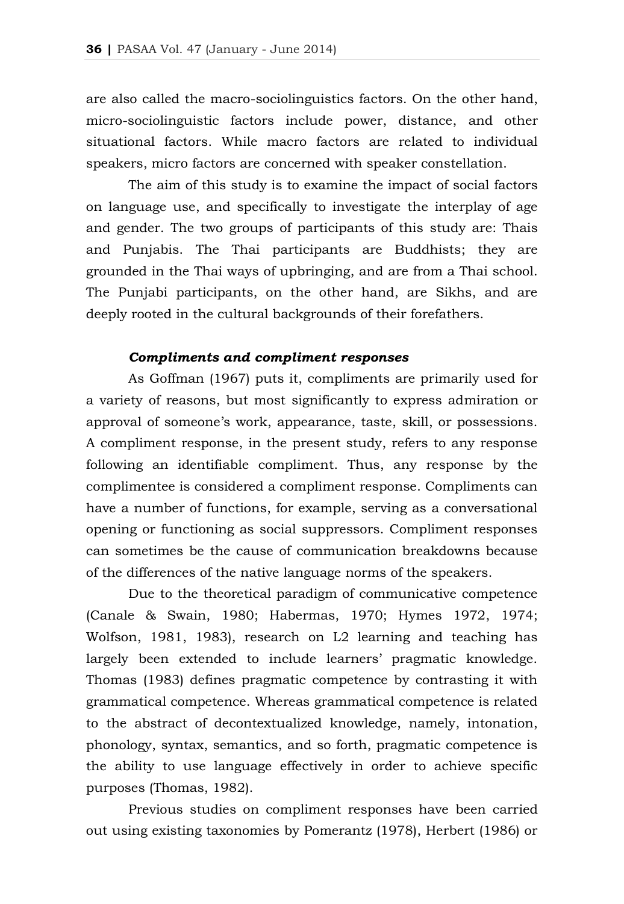are also called the macro-sociolinguistics factors. On the other hand, micro-sociolinguistic factors include power, distance, and other situational factors. While macro factors are related to individual speakers, micro factors are concerned with speaker constellation.

The aim of this study is to examine the impact of social factors on language use, and specifically to investigate the interplay of age and gender. The two groups of participants of this study are: Thais and Punjabis. The Thai participants are Buddhists; they are grounded in the Thai ways of upbringing, and are from a Thai school. The Punjabi participants, on the other hand, are Sikhs, and are deeply rooted in the cultural backgrounds of their forefathers.

### *Compliments and compliment responses*

As Goffman (1967) puts it, compliments are primarily used for a variety of reasons, but most significantly to express admiration or approval of someone's work, appearance, taste, skill, or possessions. A compliment response, in the present study, refers to any response following an identifiable compliment. Thus, any response by the complimentee is considered a compliment response. Compliments can have a number of functions, for example, serving as a conversational opening or functioning as social suppressors. Compliment responses can sometimes be the cause of communication breakdowns because of the differences of the native language norms of the speakers.

Due to the theoretical paradigm of communicative competence (Canale & Swain, 1980; Habermas, 1970; Hymes 1972, 1974; Wolfson, 1981, 1983), research on L2 learning and teaching has largely been extended to include learners' pragmatic knowledge. Thomas (1983) defines pragmatic competence by contrasting it with grammatical competence. Whereas grammatical competence is related to the abstract of decontextualized knowledge, namely, intonation, phonology, syntax, semantics, and so forth, pragmatic competence is the ability to use language effectively in order to achieve specific purposes (Thomas, 1982).

Previous studies on compliment responses have been carried out using existing taxonomies by Pomerantz (1978), Herbert (1986) or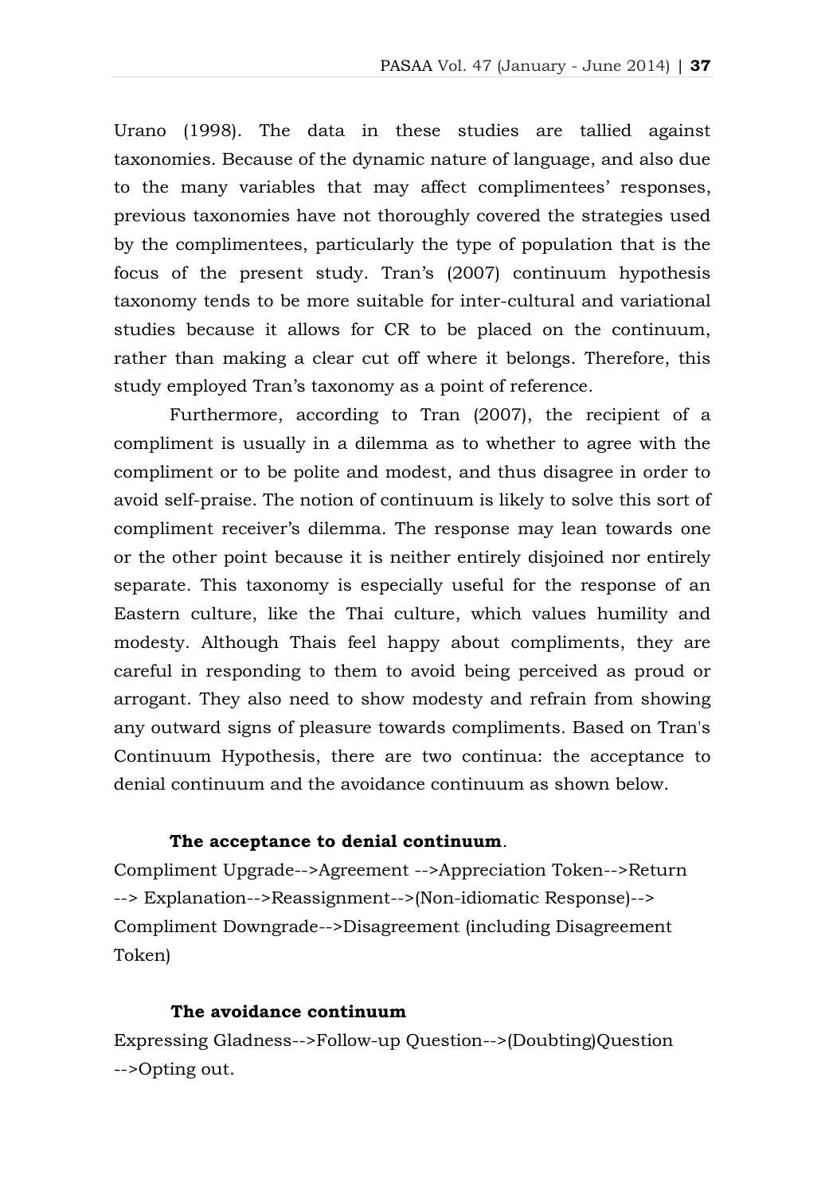Urano (1998). The data in these studies are tallied against taxonomies. Because of the dynamic nature of language, and also due to the many variables that may affect complimentees' responses, previous taxonomies have not thoroughly covered the strategies used by the complimentees, particularly the type of population that is the focus of the present study. Tran's (2007) continuum hypothesis taxonomy tends to be more suitable for inter-cultural and variational studies because it allows for CR to be placed on the continuum, rather than making a clear cut off where it belongs. Therefore, this study employed Tran's taxonomy as a point of reference.

Furthermore, according to Tran (2007), the recipient of a compliment is usually in a dilemma as to whether to agree with the compliment or to be polite and modest, and thus disagree in order to avoid self-praise. The notion of continuum is likely to solve this sort of compliment receiver's dilemma. The response may lean towards one or the other point because it is neither entirely disjoined nor entirely separate. This taxonomy is especially useful for the response of an Eastern culture, like the Thai culture, which values humility and modesty. Although Thais feel happy about compliments, they are careful in responding to them to avoid being perceived as proud or arrogant. They also need to show modesty and refrain from showing any outward signs of pleasure towards compliments. Based on Tran's Continuum Hypothesis, there are two continua: the acceptance to denial continuum and the avoidance continuum as shown below.

**The acceptance to denial continuum**.

Compliment Upgrade-->Agreement -->Appreciation Token-->Return --> Explanation-->Reassignment-->(Non-idiomatic Response)--> Compliment Downgrade-->Disagreement (including Disagreement Token)

**The avoidance continuum**

Expressing Gladness-->Follow-up Question-->(Doubting)Question -->Opting out.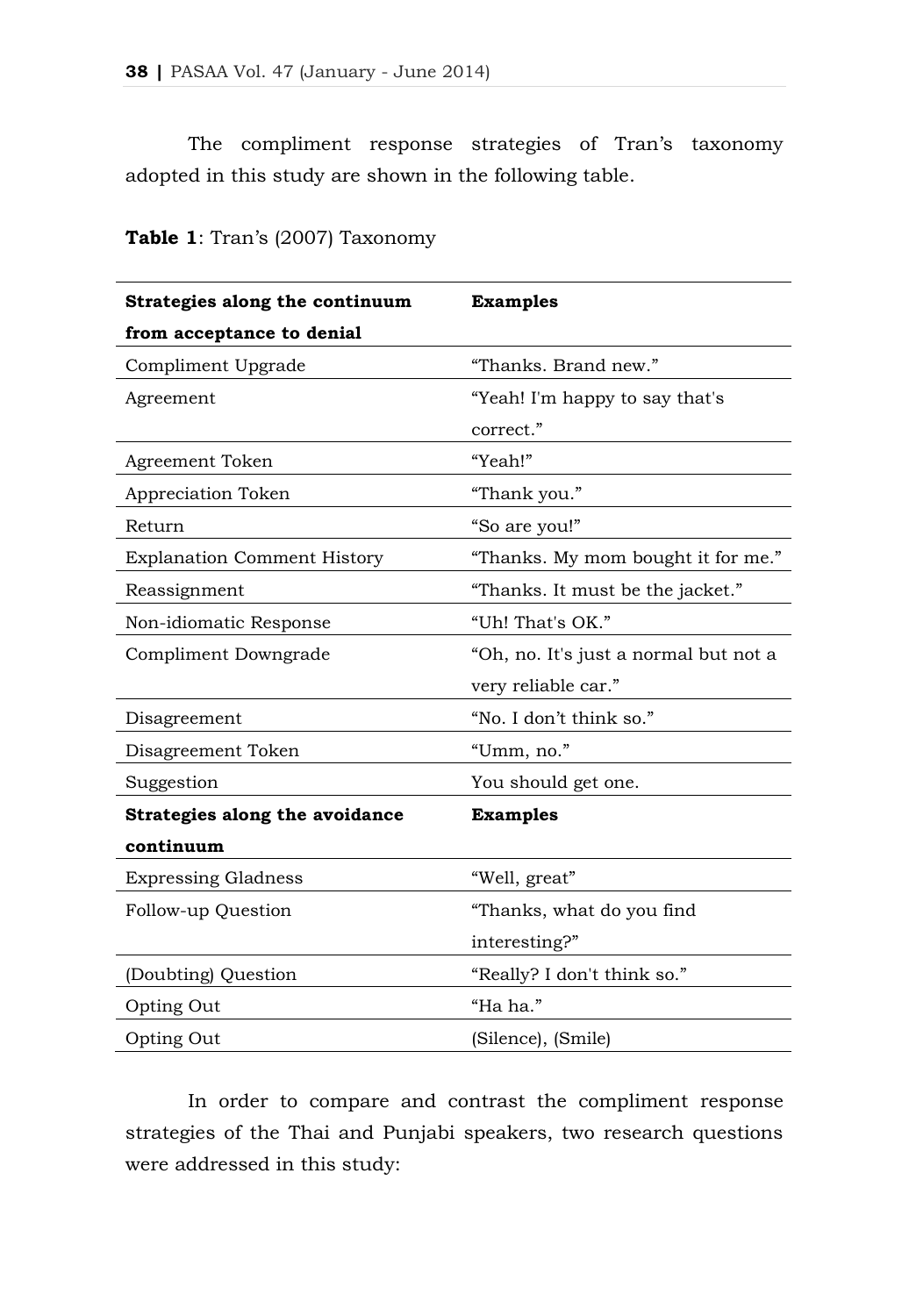The compliment response strategies of Tran's taxonomy adopted in this study are shown in the following table.

**Table 1**: Tran's (2007) Taxonomy

| **Strategies along the continuum from acceptance to denial** | **Examples** |
|---|---|
| Compliment Upgrade | "Thanks. Brand new." |
| Agreement | "Yeah! I'm happy to say that's correct." |
| Agreement Token | "Yeah!" |
| Appreciation Token | "Thank you." |
| Return | "So are you!" |
| Explanation Comment History | "Thanks. My mom bought it for me." |
| Reassignment | "Thanks. It must be the jacket." |
| Non-idiomatic Response | "Uh! That's OK." |
| Compliment Downgrade | "Oh, no. It's just a normal but not a very reliable car." |
| Disagreement | "No. I don't think so." |
| Disagreement Token | "Umm, no." |
| Suggestion | You should get one. |
| **Strategies along the avoidance continuum** | **Examples** |
| Expressing Gladness | "Well, great" |
| Follow-up Question | "Thanks, what do you find interesting?" |
| (Doubting) Question | "Really? I don't think so." |
| Opting Out | "Ha ha." |
| Opting Out | (Silence), (Smile) |

In order to compare and contrast the compliment response strategies of the Thai and Punjabi speakers, two research questions were addressed in this study: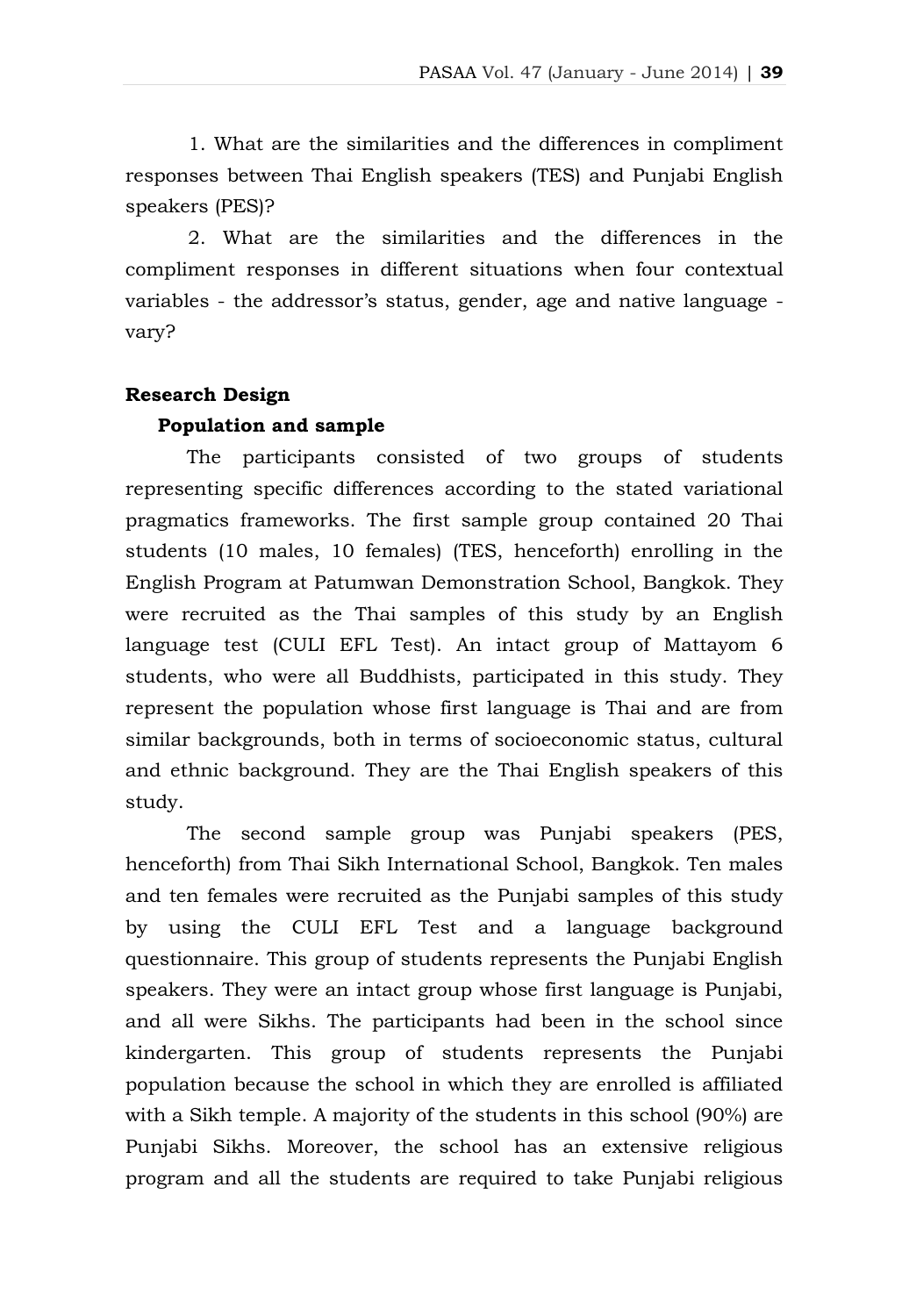1. What are the similarities and the differences in compliment responses between Thai English speakers (TES) and Punjabi English speakers (PES)?

2. What are the similarities and the differences in the compliment responses in different situations when four contextual variables - the addressor's status, gender, age and native language - vary?

## Research Design

### Population and sample

The participants consisted of two groups of students representing specific differences according to the stated variational pragmatics frameworks. The first sample group contained 20 Thai students (10 males, 10 females) (TES, henceforth) enrolling in the English Program at Patumwan Demonstration School, Bangkok. They were recruited as the Thai samples of this study by an English language test (CULI EFL Test). An intact group of Mattayom 6 students, who were all Buddhists, participated in this study. They represent the population whose first language is Thai and are from similar backgrounds, both in terms of socioeconomic status, cultural and ethnic background. They are the Thai English speakers of this study.

The second sample group was Punjabi speakers (PES, henceforth) from Thai Sikh International School, Bangkok. Ten males and ten females were recruited as the Punjabi samples of this study by using the CULI EFL Test and a language background questionnaire. This group of students represents the Punjabi English speakers. They were an intact group whose first language is Punjabi, and all were Sikhs. The participants had been in the school since kindergarten. This group of students represents the Punjabi population because the school in which they are enrolled is affiliated with a Sikh temple. A majority of the students in this school (90%) are Punjabi Sikhs. Moreover, the school has an extensive religious program and all the students are required to take Punjabi religious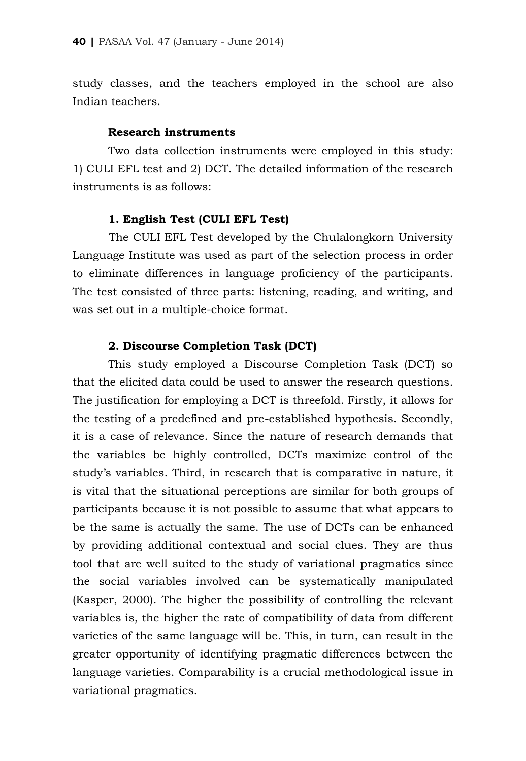study classes, and the teachers employed in the school are also Indian teachers.

### Research instruments

Two data collection instruments were employed in this study: 1) CULI EFL test and 2) DCT. The detailed information of the research instruments is as follows:

#### 1. English Test (CULI EFL Test)

The CULI EFL Test developed by the Chulalongkorn University Language Institute was used as part of the selection process in order to eliminate differences in language proficiency of the participants. The test consisted of three parts: listening, reading, and writing, and was set out in a multiple-choice format.

#### 2. Discourse Completion Task (DCT)

This study employed a Discourse Completion Task (DCT) so that the elicited data could be used to answer the research questions. The justification for employing a DCT is threefold. Firstly, it allows for the testing of a predefined and pre-established hypothesis. Secondly, it is a case of relevance. Since the nature of research demands that the variables be highly controlled, DCTs maximize control of the study's variables. Third, in research that is comparative in nature, it is vital that the situational perceptions are similar for both groups of participants because it is not possible to assume that what appears to be the same is actually the same. The use of DCTs can be enhanced by providing additional contextual and social clues. They are thus tool that are well suited to the study of variational pragmatics since the social variables involved can be systematically manipulated (Kasper, 2000). The higher the possibility of controlling the relevant variables is, the higher the rate of compatibility of data from different varieties of the same language will be. This, in turn, can result in the greater opportunity of identifying pragmatic differences between the language varieties. Comparability is a crucial methodological issue in variational pragmatics.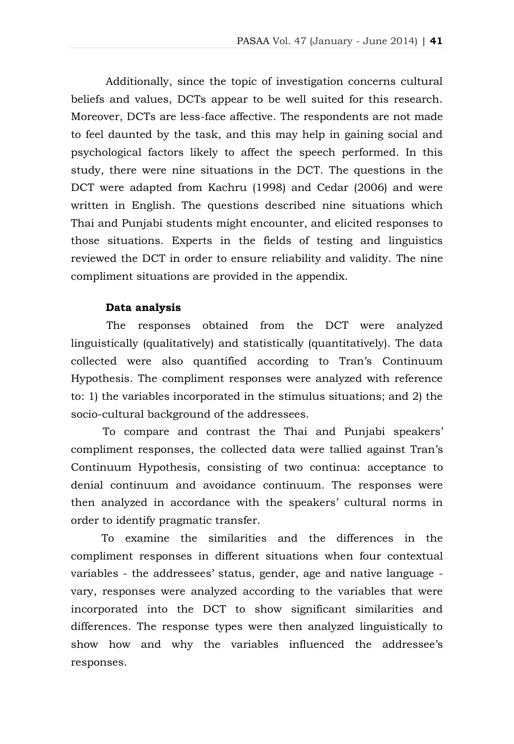Additionally, since the topic of investigation concerns cultural beliefs and values, DCTs appear to be well suited for this research. Moreover, DCTs are less-face affective. The respondents are not made to feel daunted by the task, and this may help in gaining social and psychological factors likely to affect the speech performed. In this study, there were nine situations in the DCT. The questions in the DCT were adapted from Kachru (1998) and Cedar (2006) and were written in English. The questions described nine situations which Thai and Punjabi students might encounter, and elicited responses to those situations. Experts in the fields of testing and linguistics reviewed the DCT in order to ensure reliability and validity. The nine compliment situations are provided in the appendix.

**Data analysis**

The responses obtained from the DCT were analyzed linguistically (qualitatively) and statistically (quantitatively). The data collected were also quantified according to Tran's Continuum Hypothesis. The compliment responses were analyzed with reference to: 1) the variables incorporated in the stimulus situations; and 2) the socio-cultural background of the addressees.

To compare and contrast the Thai and Punjabi speakers' compliment responses, the collected data were tallied against Tran's Continuum Hypothesis, consisting of two continua: acceptance to denial continuum and avoidance continuum. The responses were then analyzed in accordance with the speakers' cultural norms in order to identify pragmatic transfer.

To examine the similarities and the differences in the compliment responses in different situations when four contextual variables - the addressees' status, gender, age and native language - vary, responses were analyzed according to the variables that were incorporated into the DCT to show significant similarities and differences. The response types were then analyzed linguistically to show how and why the variables influenced the addressee's responses.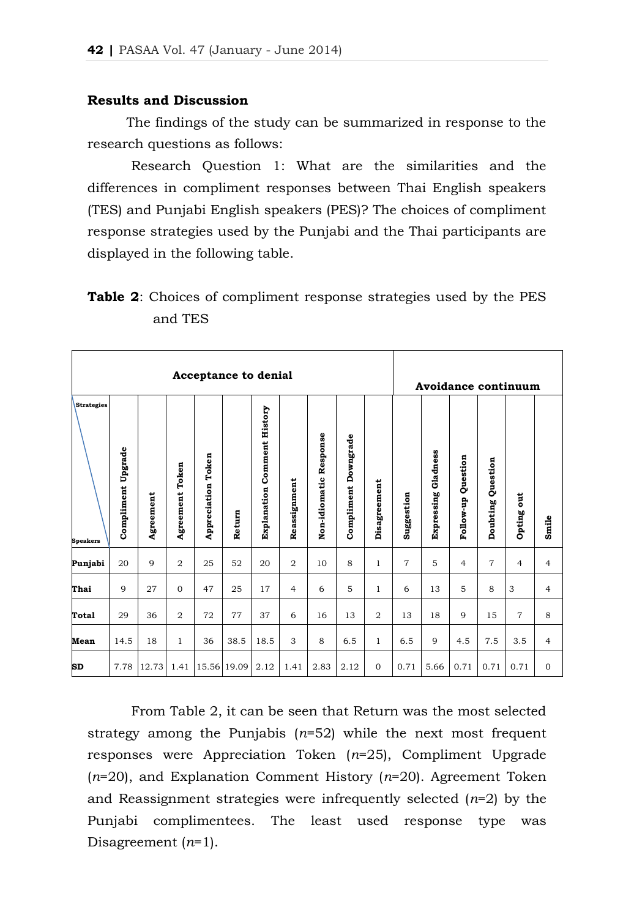## Results and Discussion

The findings of the study can be summarized in response to the research questions as follows:

Research Question 1: What are the similarities and the differences in compliment responses between Thai English speakers (TES) and Punjabi English speakers (PES)? The choices of compliment response strategies used by the Punjabi and the Thai participants are displayed in the following table.

**Table 2**: Choices of compliment response strategies used by the PES and TES

| | Acceptance to denial | | | | | | | | | | Avoidance continuum | | | | | |
|---|---|---|---|---|---|---|---|---|---|---|---|---|---|---|---|---|
| Strategies / Speakers | Compliment Upgrade | Agreement | Agreement Token | Appreciation Token | Return | Explanation Comment History | Reassignment | Non-idiomatic Response | Compliment Downgrade | Disagreement | Suggestion | Expressing Gladness | Follow-up Question | Doubting Question | Opting out | Smile |
| **Punjabi** | 20 | 9 | 2 | 25 | 52 | 20 | 2 | 10 | 8 | 1 | 7 | 5 | 4 | 7 | 4 | 4 |
| **Thai** | 9 | 27 | 0 | 47 | 25 | 17 | 4 | 6 | 5 | 1 | 6 | 13 | 5 | 8 | 3 | 4 |
| **Total** | 29 | 36 | 2 | 72 | 77 | 37 | 6 | 16 | 13 | 2 | 13 | 18 | 9 | 15 | 7 | 8 |
| **Mean** | 14.5 | 18 | 1 | 36 | 38.5 | 18.5 | 3 | 8 | 6.5 | 1 | 6.5 | 9 | 4.5 | 7.5 | 3.5 | 4 |
| **SD** | 7.78 | 12.73 | 1.41 | 15.56 | 19.09 | 2.12 | 1.41 | 2.83 | 2.12 | 0 | 0.71 | 5.66 | 0.71 | 0.71 | 0.71 | 0 |

From Table 2, it can be seen that Return was the most selected strategy among the Punjabis (*n*=52) while the next most frequent responses were Appreciation Token (*n*=25), Compliment Upgrade (*n*=20), and Explanation Comment History (*n*=20). Agreement Token and Reassignment strategies were infrequently selected (*n*=2) by the Punjabi complimentees. The least used response type was Disagreement (*n*=1).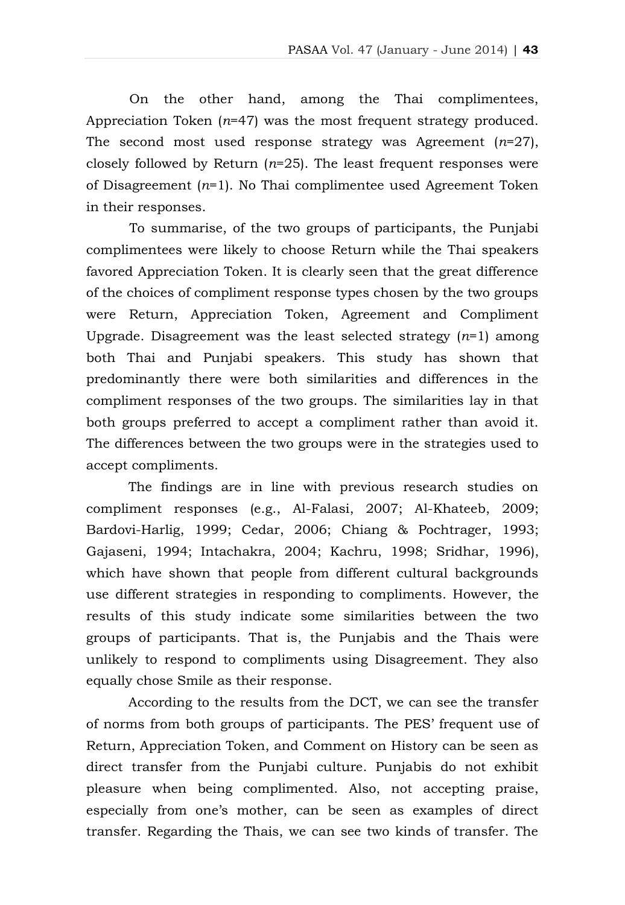On the other hand, among the Thai complimentees, Appreciation Token (*n*=47) was the most frequent strategy produced. The second most used response strategy was Agreement (*n*=27), closely followed by Return (*n*=25). The least frequent responses were of Disagreement (*n*=1). No Thai complimentee used Agreement Token in their responses.

To summarise, of the two groups of participants, the Punjabi complimentees were likely to choose Return while the Thai speakers favored Appreciation Token. It is clearly seen that the great difference of the choices of compliment response types chosen by the two groups were Return, Appreciation Token, Agreement and Compliment Upgrade. Disagreement was the least selected strategy (*n*=1) among both Thai and Punjabi speakers. This study has shown that predominantly there were both similarities and differences in the compliment responses of the two groups. The similarities lay in that both groups preferred to accept a compliment rather than avoid it. The differences between the two groups were in the strategies used to accept compliments.

The findings are in line with previous research studies on compliment responses (e.g., Al-Falasi, 2007; Al-Khateeb, 2009; Bardovi-Harlig, 1999; Cedar, 2006; Chiang & Pochtrager, 1993; Gajaseni, 1994; Intachakra, 2004; Kachru, 1998; Sridhar, 1996), which have shown that people from different cultural backgrounds use different strategies in responding to compliments. However, the results of this study indicate some similarities between the two groups of participants. That is, the Punjabis and the Thais were unlikely to respond to compliments using Disagreement. They also equally chose Smile as their response.

According to the results from the DCT, we can see the transfer of norms from both groups of participants. The PES' frequent use of Return, Appreciation Token, and Comment on History can be seen as direct transfer from the Punjabi culture. Punjabis do not exhibit pleasure when being complimented. Also, not accepting praise, especially from one's mother, can be seen as examples of direct transfer. Regarding the Thais, we can see two kinds of transfer. The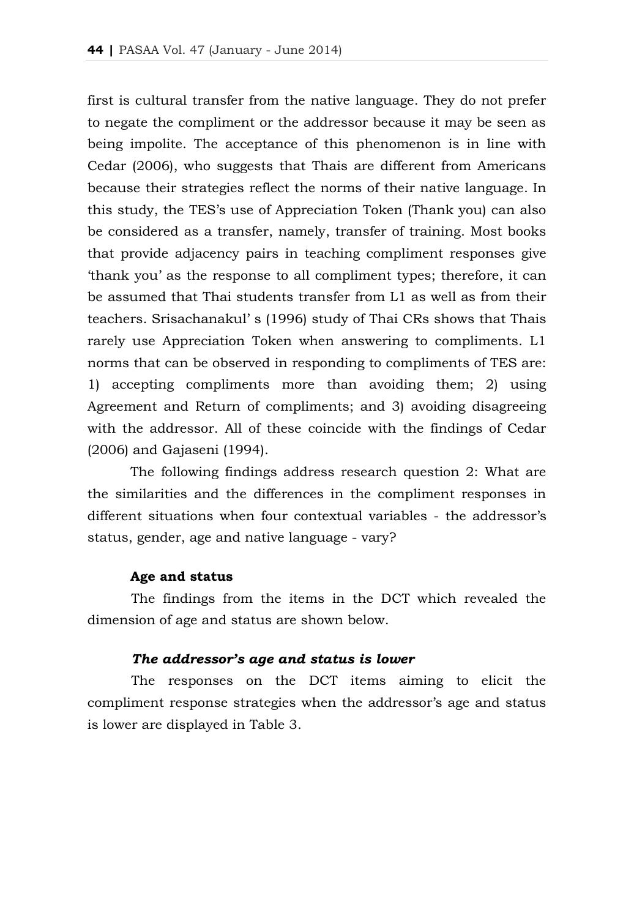first is cultural transfer from the native language. They do not prefer to negate the compliment or the addressor because it may be seen as being impolite. The acceptance of this phenomenon is in line with Cedar (2006), who suggests that Thais are different from Americans because their strategies reflect the norms of their native language. In this study, the TES's use of Appreciation Token (Thank you) can also be considered as a transfer, namely, transfer of training. Most books that provide adjacency pairs in teaching compliment responses give 'thank you' as the response to all compliment types; therefore, it can be assumed that Thai students transfer from L1 as well as from their teachers. Srisachanakul' s (1996) study of Thai CRs shows that Thais rarely use Appreciation Token when answering to compliments. L1 norms that can be observed in responding to compliments of TES are: 1) accepting compliments more than avoiding them; 2) using Agreement and Return of compliments; and 3) avoiding disagreeing with the addressor. All of these coincide with the findings of Cedar (2006) and Gajaseni (1994).

The following findings address research question 2: What are the similarities and the differences in the compliment responses in different situations when four contextual variables - the addressor's status, gender, age and native language - vary?

**Age and status**

The findings from the items in the DCT which revealed the dimension of age and status are shown below.

***The addressor's age and status is lower***

The responses on the DCT items aiming to elicit the compliment response strategies when the addressor's age and status is lower are displayed in Table 3.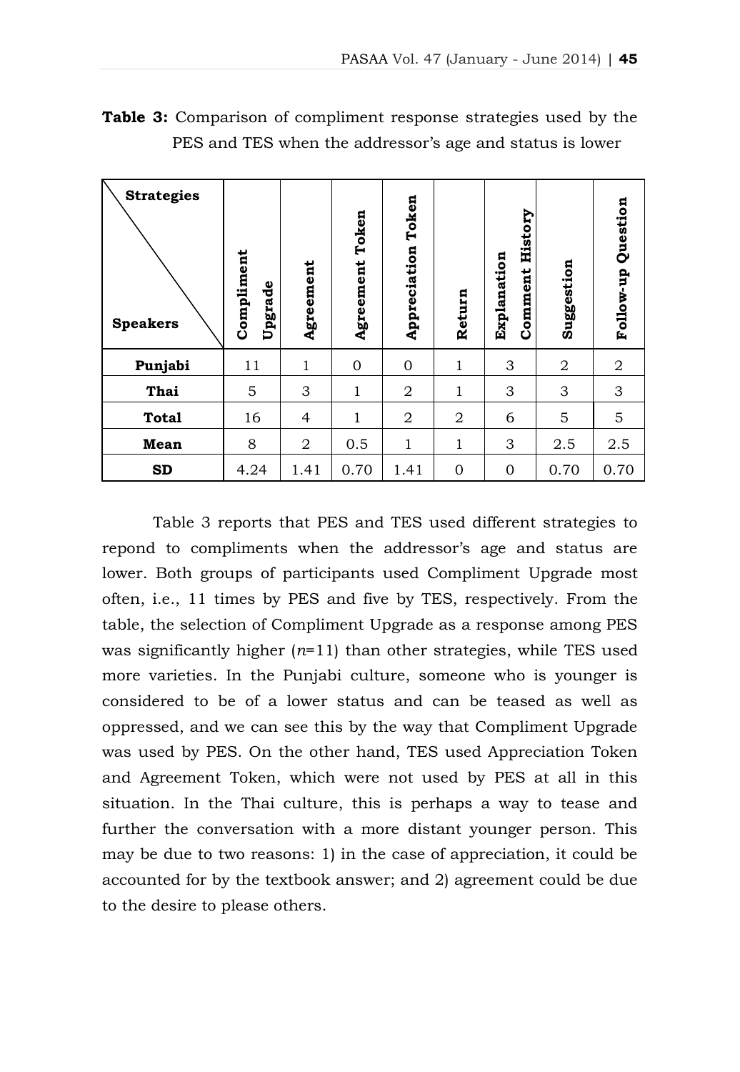**Table 3:** Comparison of compliment response strategies used by the PES and TES when the addressor's age and status is lower

| Strategies / Speakers | Compliment Upgrade | Agreement | Agreement Token | Appreciation Token | Return | Explanation Comment History | Suggestion | Follow-up Question |
|---|---|---|---|---|---|---|---|---|
| **Punjabi** | 11 | 1 | 0 | 0 | 1 | 3 | 2 | 2 |
| **Thai** | 5 | 3 | 1 | 2 | 1 | 3 | 3 | 3 |
| **Total** | 16 | 4 | 1 | 2 | 2 | 6 | 5 | 5 |
| **Mean** | 8 | 2 | 0.5 | 1 | 1 | 3 | 2.5 | 2.5 |
| **SD** | 4.24 | 1.41 | 0.70 | 1.41 | 0 | 0 | 0.70 | 0.70 |

Table 3 reports that PES and TES used different strategies to repond to compliments when the addressor's age and status are lower. Both groups of participants used Compliment Upgrade most often, i.e., 11 times by PES and five by TES, respectively. From the table, the selection of Compliment Upgrade as a response among PES was significantly higher ($n$=11) than other strategies, while TES used more varieties. In the Punjabi culture, someone who is younger is considered to be of a lower status and can be teased as well as oppressed, and we can see this by the way that Compliment Upgrade was used by PES. On the other hand, TES used Appreciation Token and Agreement Token, which were not used by PES at all in this situation. In the Thai culture, this is perhaps a way to tease and further the conversation with a more distant younger person. This may be due to two reasons: 1) in the case of appreciation, it could be accounted for by the textbook answer; and 2) agreement could be due to the desire to please others.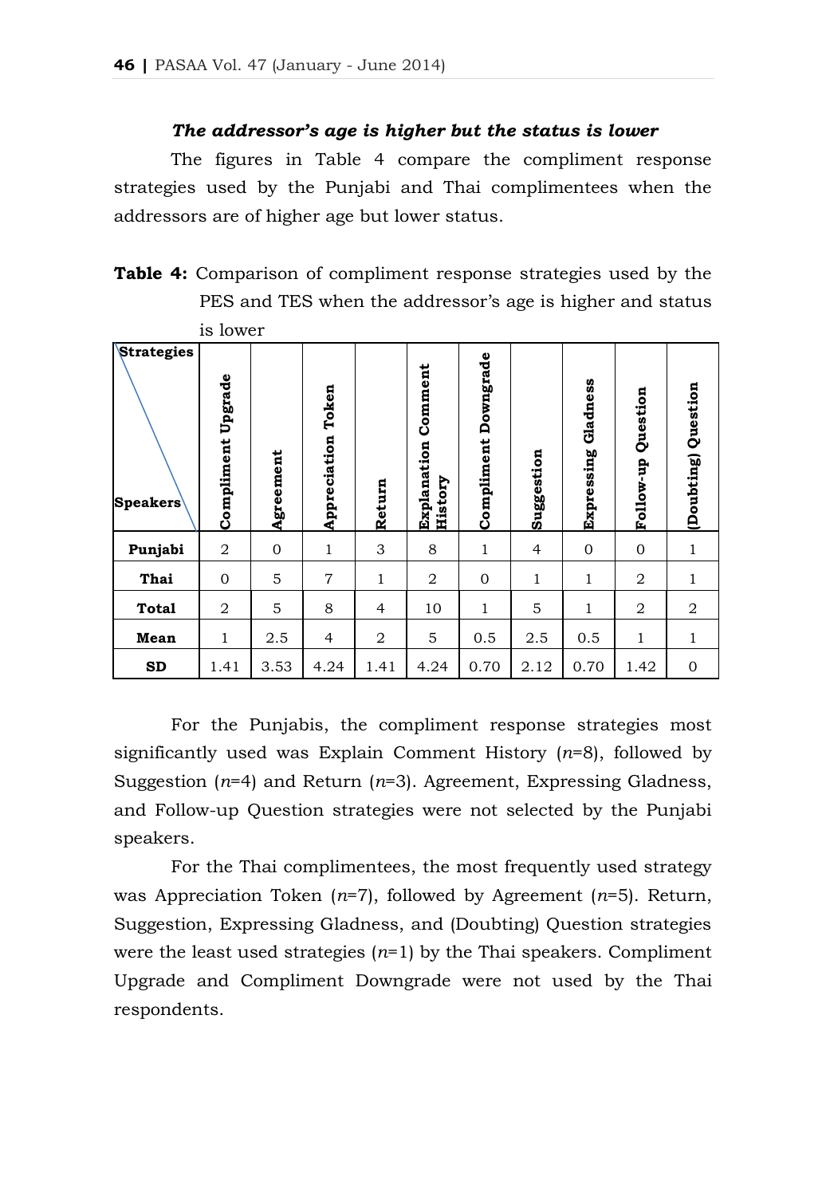***The addressor's age is higher but the status is lower***

The figures in Table 4 compare the compliment response strategies used by the Punjabi and Thai complimentees when the addressors are of higher age but lower status.

**Table 4:** Comparison of compliment response strategies used by the PES and TES when the addressor's age is higher and status is lower

| Strategies / Speakers | Compliment Upgrade | Agreement | Appreciation Token | Return | Explanation Comment History | Compliment Downgrade | Suggestion | Expressing Gladness | Follow-up Question | (Doubting) Question |
|---|---|---|---|---|---|---|---|---|---|---|
| **Punjabi** | 2 | 0 | 1 | 3 | 8 | 1 | 4 | 0 | 0 | 1 |
| **Thai** | 0 | 5 | 7 | 1 | 2 | 0 | 1 | 1 | 2 | 1 |
| **Total** | 2 | 5 | 8 | 4 | 10 | 1 | 5 | 1 | 2 | 2 |
| **Mean** | 1 | 2.5 | 4 | 2 | 5 | 0.5 | 2.5 | 0.5 | 1 | 1 |
| **SD** | 1.41 | 3.53 | 4.24 | 1.41 | 4.24 | 0.70 | 2.12 | 0.70 | 1.42 | 0 |

For the Punjabis, the compliment response strategies most significantly used was Explain Comment History ($n$=8), followed by Suggestion ($n$=4) and Return ($n$=3). Agreement, Expressing Gladness, and Follow-up Question strategies were not selected by the Punjabi speakers.

For the Thai complimentees, the most frequently used strategy was Appreciation Token ($n$=7), followed by Agreement ($n$=5). Return, Suggestion, Expressing Gladness, and (Doubting) Question strategies were the least used strategies ($n$=1) by the Thai speakers. Compliment Upgrade and Compliment Downgrade were not used by the Thai respondents.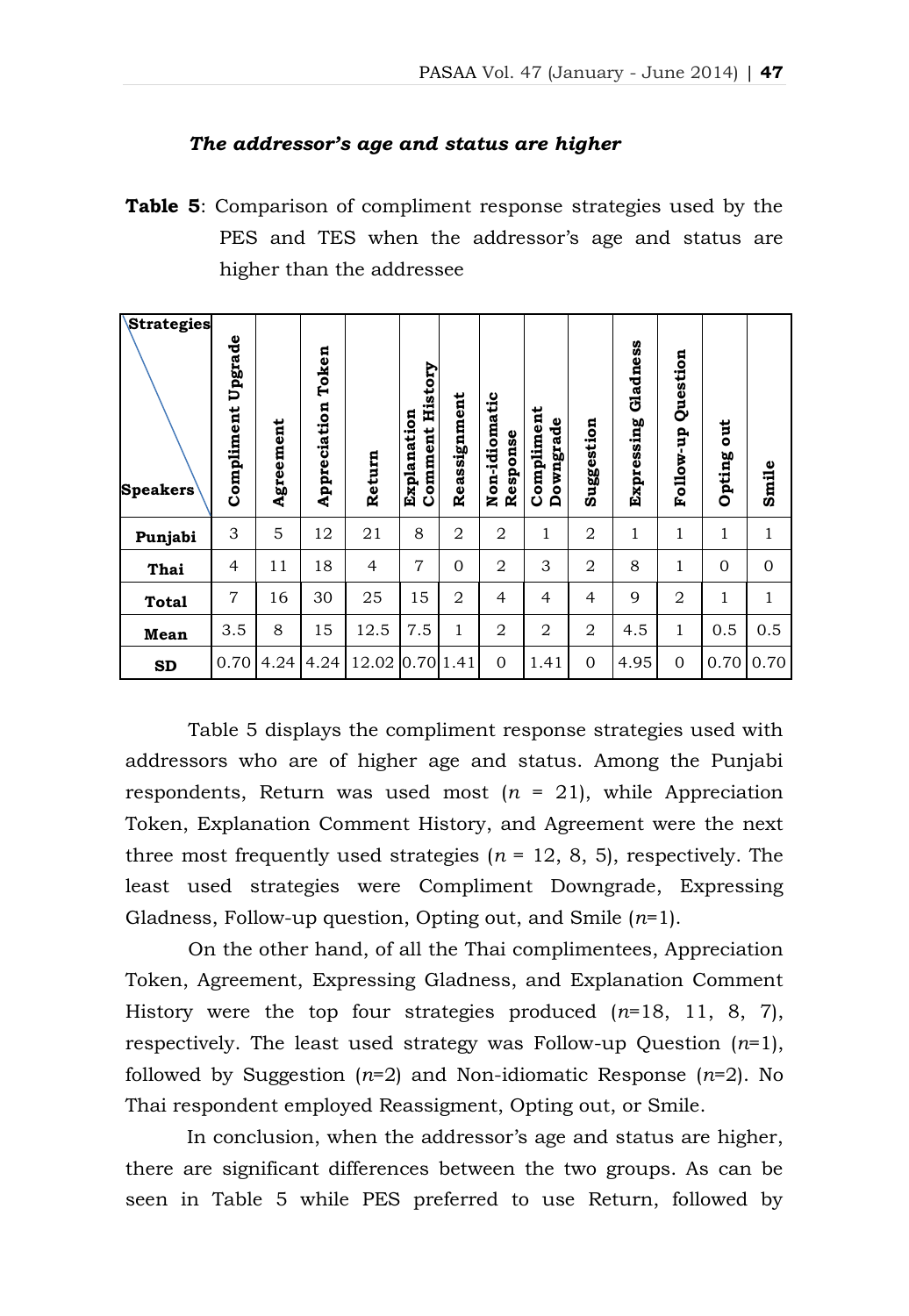***The addressor's age and status are higher***

**Table 5**: Comparison of compliment response strategies used by the PES and TES when the addressor's age and status are higher than the addressee

| Strategies / Speakers | Compliment Upgrade | Agreement | Appreciation Token | Return | Explanation Comment History | Reassignment | Non-idiomatic Response | Compliment Downgrade | Suggestion | Expressing Gladness | Follow-up Question | Opting out | Smile |
|---|---|---|---|---|---|---|---|---|---|---|---|---|---|
| **Punjabi** | 3 | 5 | 12 | 21 | 8 | 2 | 2 | 1 | 2 | 1 | 1 | 1 | 1 |
| **Thai** | 4 | 11 | 18 | 4 | 7 | 0 | 2 | 3 | 2 | 8 | 1 | 0 | 0 |
| **Total** | 7 | 16 | 30 | 25 | 15 | 2 | 4 | 4 | 4 | 9 | 2 | 1 | 1 |
| **Mean** | 3.5 | 8 | 15 | 12.5 | 7.5 | 1 | 2 | 2 | 2 | 4.5 | 1 | 0.5 | 0.5 |
| **SD** | 0.70 | 4.24 | 4.24 | 12.02 | 0.70 | 1.41 | 0 | 1.41 | 0 | 4.95 | 0 | 0.70 | 0.70 |

Table 5 displays the compliment response strategies used with addressors who are of higher age and status. Among the Punjabi respondents, Return was used most ($n$ = 21), while Appreciation Token, Explanation Comment History, and Agreement were the next three most frequently used strategies ($n$ = 12, 8, 5), respectively. The least used strategies were Compliment Downgrade, Expressing Gladness, Follow-up question, Opting out, and Smile ($n$=1).

On the other hand, of all the Thai complimentees, Appreciation Token, Agreement, Expressing Gladness, and Explanation Comment History were the top four strategies produced ($n$=18, 11, 8, 7), respectively. The least used strategy was Follow-up Question ($n$=1), followed by Suggestion ($n$=2) and Non-idiomatic Response ($n$=2). No Thai respondent employed Reassigment, Opting out, or Smile.

In conclusion, when the addressor's age and status are higher, there are significant differences between the two groups. As can be seen in Table 5 while PES preferred to use Return, followed by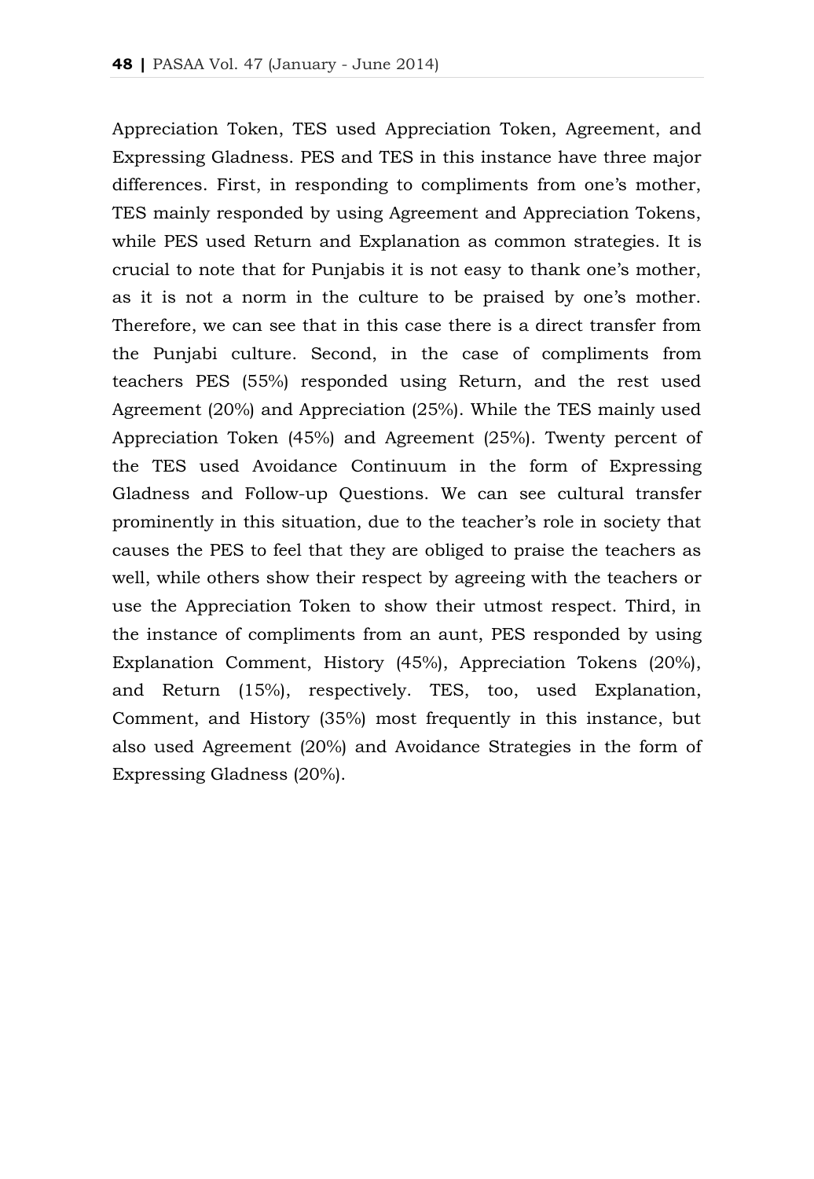Appreciation Token, TES used Appreciation Token, Agreement, and Expressing Gladness. PES and TES in this instance have three major differences. First, in responding to compliments from one's mother, TES mainly responded by using Agreement and Appreciation Tokens, while PES used Return and Explanation as common strategies. It is crucial to note that for Punjabis it is not easy to thank one's mother, as it is not a norm in the culture to be praised by one's mother. Therefore, we can see that in this case there is a direct transfer from the Punjabi culture. Second, in the case of compliments from teachers PES (55%) responded using Return, and the rest used Agreement (20%) and Appreciation (25%). While the TES mainly used Appreciation Token (45%) and Agreement (25%). Twenty percent of the TES used Avoidance Continuum in the form of Expressing Gladness and Follow-up Questions. We can see cultural transfer prominently in this situation, due to the teacher's role in society that causes the PES to feel that they are obliged to praise the teachers as well, while others show their respect by agreeing with the teachers or use the Appreciation Token to show their utmost respect. Third, in the instance of compliments from an aunt, PES responded by using Explanation Comment, History (45%), Appreciation Tokens (20%), and Return (15%), respectively. TES, too, used Explanation, Comment, and History (35%) most frequently in this instance, but also used Agreement (20%) and Avoidance Strategies in the form of Expressing Gladness (20%).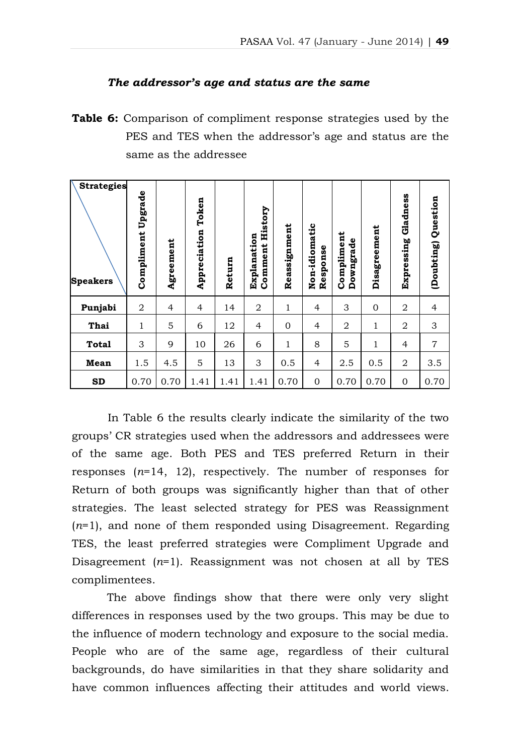***The addressor's age and status are the same***

**Table 6:** Comparison of compliment response strategies used by the PES and TES when the addressor's age and status are the same as the addressee

| Strategies / Speakers | Compliment Upgrade | Agreement | Appreciation Token | Return | Explanation Comment History | Reassignment | Non-idiomatic Response | Compliment Downgrade | Disagreement | Expressing Gladness | (Doubting) Question |
|---|---|---|---|---|---|---|---|---|---|---|---|
| **Punjabi** | 2 | 4 | 4 | 14 | 2 | 1 | 4 | 3 | 0 | 2 | 4 |
| **Thai** | 1 | 5 | 6 | 12 | 4 | 0 | 4 | 2 | 1 | 2 | 3 |
| **Total** | 3 | 9 | 10 | 26 | 6 | 1 | 8 | 5 | 1 | 4 | 7 |
| **Mean** | 1.5 | 4.5 | 5 | 13 | 3 | 0.5 | 4 | 2.5 | 0.5 | 2 | 3.5 |
| **SD** | 0.70 | 0.70 | 1.41 | 1.41 | 1.41 | 0.70 | 0 | 0.70 | 0.70 | 0 | 0.70 |

In Table 6 the results clearly indicate the similarity of the two groups' CR strategies used when the addressors and addressees were of the same age. Both PES and TES preferred Return in their responses ($n$=14, 12), respectively. The number of responses for Return of both groups was significantly higher than that of other strategies. The least selected strategy for PES was Reassignment ($n$=1), and none of them responded using Disagreement. Regarding TES, the least preferred strategies were Compliment Upgrade and Disagreement ($n$=1). Reassignment was not chosen at all by TES complimentees.

The above findings show that there were only very slight differences in responses used by the two groups. This may be due to the influence of modern technology and exposure to the social media. People who are of the same age, regardless of their cultural backgrounds, do have similarities in that they share solidarity and have common influences affecting their attitudes and world views.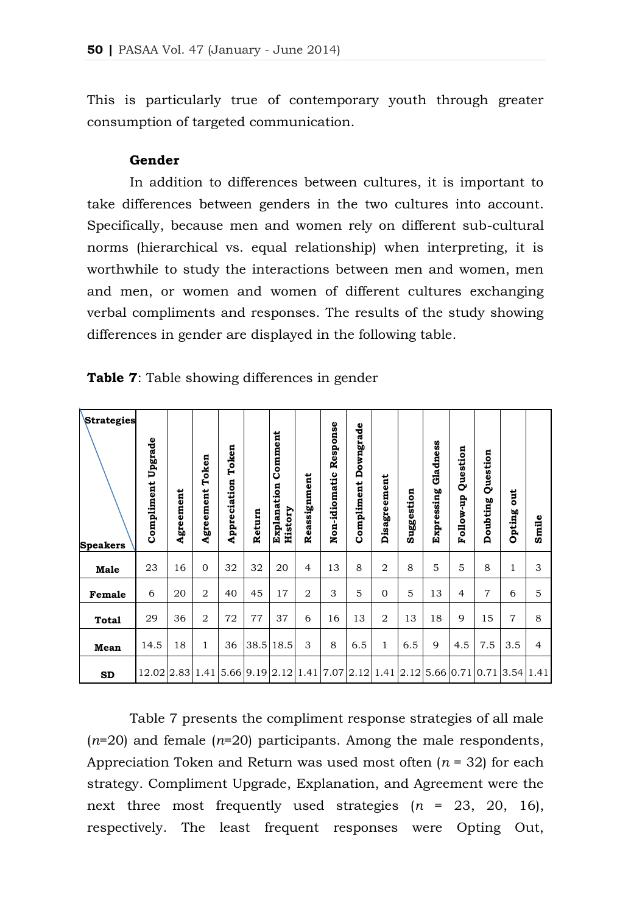This is particularly true of contemporary youth through greater consumption of targeted communication.

### Gender

In addition to differences between cultures, it is important to take differences between genders in the two cultures into account. Specifically, because men and women rely on different sub-cultural norms (hierarchical vs. equal relationship) when interpreting, it is worthwhile to study the interactions between men and women, men and men, or women and women of different cultures exchanging verbal compliments and responses. The results of the study showing differences in gender are displayed in the following table.

**Table 7**: Table showing differences in gender

| Strategies / Speakers | Compliment Upgrade | Agreement | Agreement Token | Appreciation Token | Return | Explanation Comment History | Reassignment | Non-idiomatic Response | Compliment Downgrade | Disagreement | Suggestion | Expressing Gladness | Follow-up Question | Doubting Question | Opting out | Smile |
|---|---|---|---|---|---|---|---|---|---|---|---|---|---|---|---|---|
| **Male** | 23 | 16 | 0 | 32 | 32 | 20 | 4 | 13 | 8 | 2 | 8 | 5 | 5 | 8 | 1 | 3 |
| **Female** | 6 | 20 | 2 | 40 | 45 | 17 | 2 | 3 | 5 | 0 | 5 | 13 | 4 | 7 | 6 | 5 |
| **Total** | 29 | 36 | 2 | 72 | 77 | 37 | 6 | 16 | 13 | 2 | 13 | 18 | 9 | 15 | 7 | 8 |
| **Mean** | 14.5 | 18 | 1 | 36 | 38.5 | 18.5 | 3 | 8 | 6.5 | 1 | 6.5 | 9 | 4.5 | 7.5 | 3.5 | 4 |
| **SD** | 12.02 | 2.83 | 1.41 | 5.66 | 9.19 | 2.12 | 1.41 | 7.07 | 2.12 | 1.41 | 2.12 | 5.66 | 0.71 | 0.71 | 3.54 | 1.41 |

Table 7 presents the compliment response strategies of all male (*n*=20) and female (*n*=20) participants. Among the male respondents, Appreciation Token and Return was used most often (*n* = 32) for each strategy. Compliment Upgrade, Explanation, and Agreement were the next three most frequently used strategies (*n* = 23, 20, 16), respectively. The least frequent responses were Opting Out,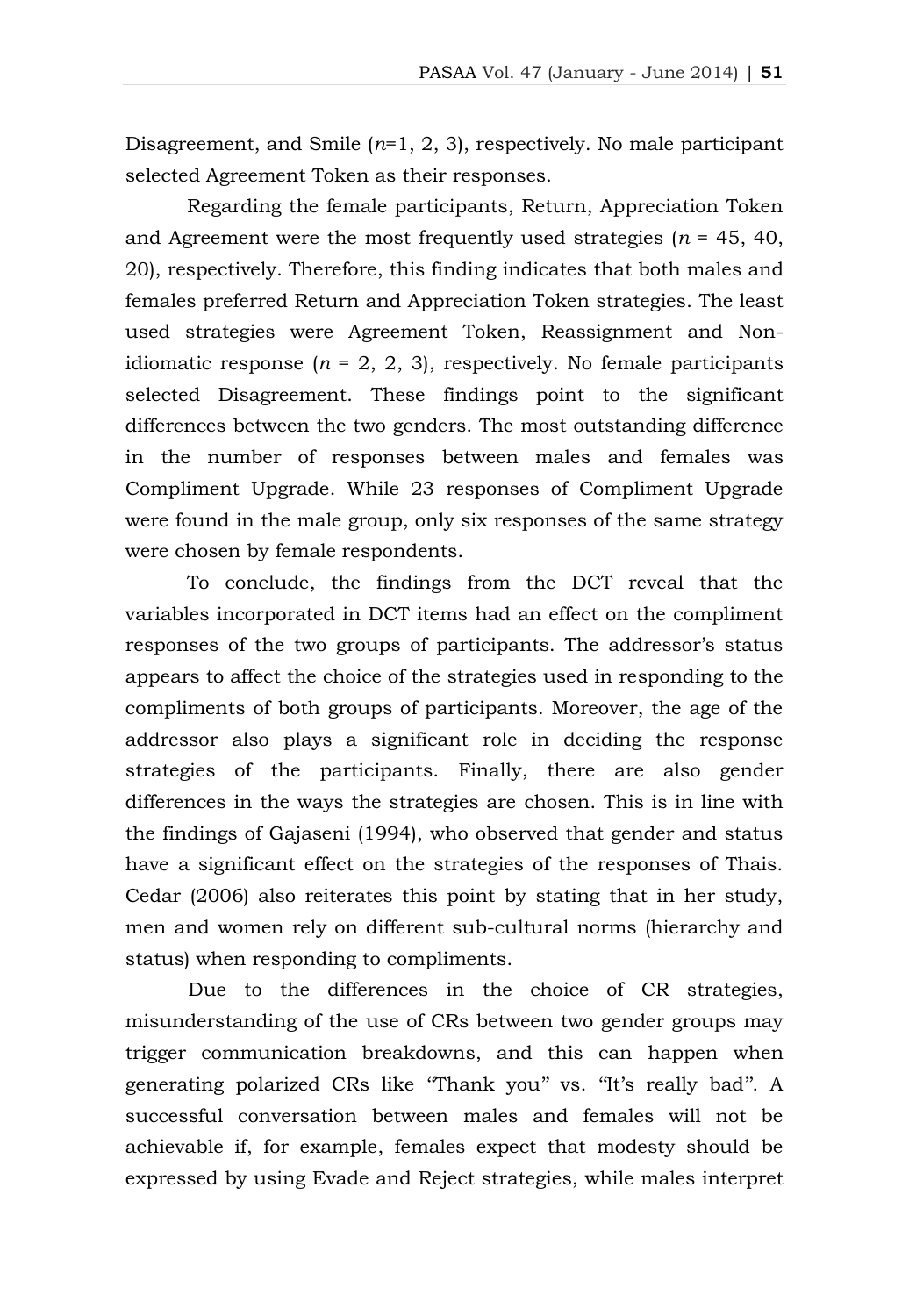Disagreement, and Smile (*n*=1, 2, 3), respectively. No male participant selected Agreement Token as their responses.

Regarding the female participants, Return, Appreciation Token and Agreement were the most frequently used strategies (*n* = 45, 40, 20), respectively. Therefore, this finding indicates that both males and females preferred Return and Appreciation Token strategies. The least used strategies were Agreement Token, Reassignment and Non-idiomatic response (*n* = 2, 2, 3), respectively. No female participants selected Disagreement. These findings point to the significant differences between the two genders. The most outstanding difference in the number of responses between males and females was Compliment Upgrade. While 23 responses of Compliment Upgrade were found in the male group, only six responses of the same strategy were chosen by female respondents.

To conclude, the findings from the DCT reveal that the variables incorporated in DCT items had an effect on the compliment responses of the two groups of participants. The addressor's status appears to affect the choice of the strategies used in responding to the compliments of both groups of participants. Moreover, the age of the addressor also plays a significant role in deciding the response strategies of the participants. Finally, there are also gender differences in the ways the strategies are chosen. This is in line with the findings of Gajaseni (1994), who observed that gender and status have a significant effect on the strategies of the responses of Thais. Cedar (2006) also reiterates this point by stating that in her study, men and women rely on different sub-cultural norms (hierarchy and status) when responding to compliments.

Due to the differences in the choice of CR strategies, misunderstanding of the use of CRs between two gender groups may trigger communication breakdowns, and this can happen when generating polarized CRs like "Thank you" vs. "It's really bad". A successful conversation between males and females will not be achievable if, for example, females expect that modesty should be expressed by using Evade and Reject strategies, while males interpret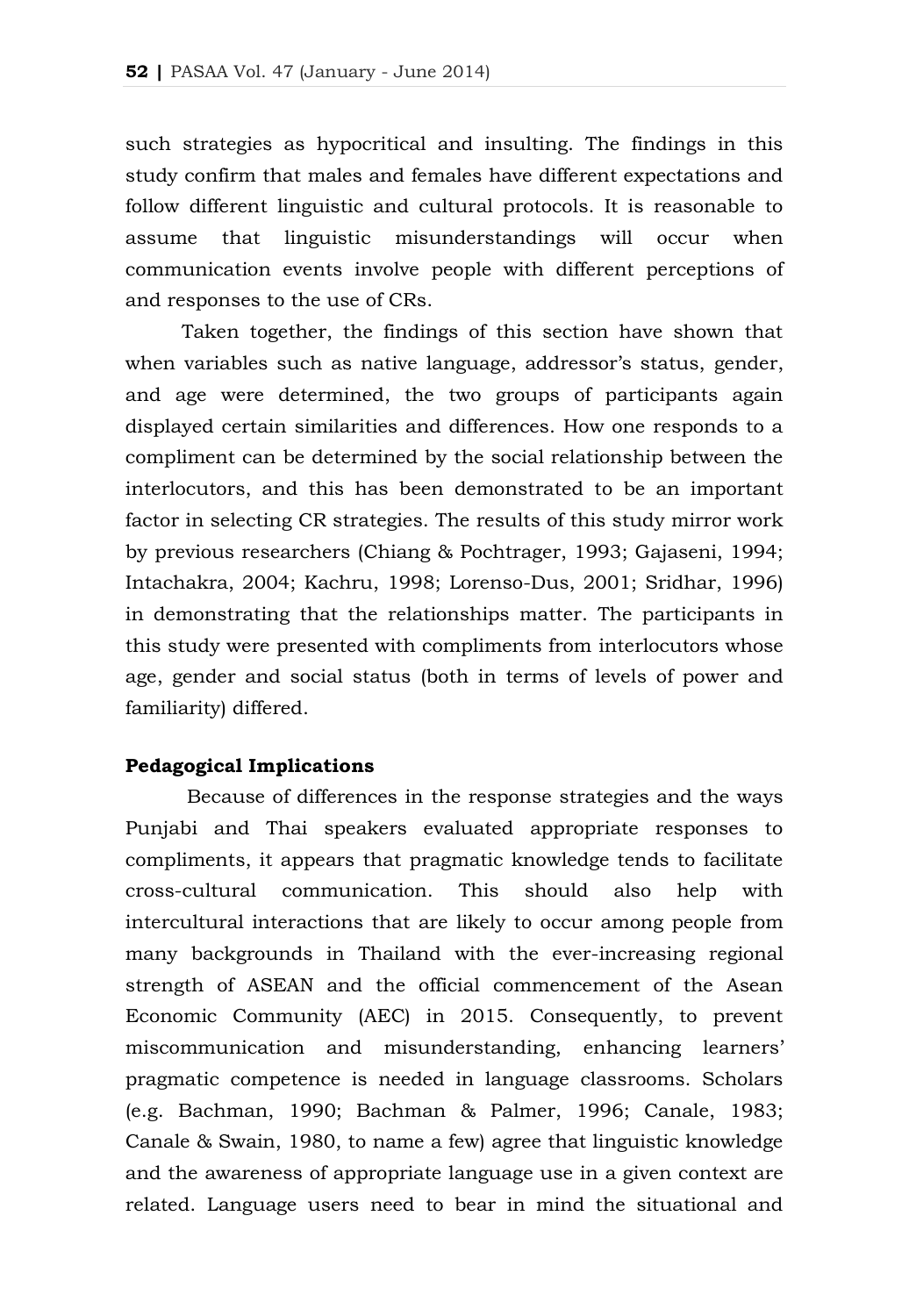such strategies as hypocritical and insulting. The findings in this study confirm that males and females have different expectations and follow different linguistic and cultural protocols. It is reasonable to assume that linguistic misunderstandings will occur when communication events involve people with different perceptions of and responses to the use of CRs.

Taken together, the findings of this section have shown that when variables such as native language, addressor's status, gender, and age were determined, the two groups of participants again displayed certain similarities and differences. How one responds to a compliment can be determined by the social relationship between the interlocutors, and this has been demonstrated to be an important factor in selecting CR strategies. The results of this study mirror work by previous researchers (Chiang & Pochtrager, 1993; Gajaseni, 1994; Intachakra, 2004; Kachru, 1998; Lorenso-Dus, 2001; Sridhar, 1996) in demonstrating that the relationships matter. The participants in this study were presented with compliments from interlocutors whose age, gender and social status (both in terms of levels of power and familiarity) differed.

**Pedagogical Implications**

Because of differences in the response strategies and the ways Punjabi and Thai speakers evaluated appropriate responses to compliments, it appears that pragmatic knowledge tends to facilitate cross-cultural communication. This should also help with intercultural interactions that are likely to occur among people from many backgrounds in Thailand with the ever-increasing regional strength of ASEAN and the official commencement of the Asean Economic Community (AEC) in 2015. Consequently, to prevent miscommunication and misunderstanding, enhancing learners' pragmatic competence is needed in language classrooms. Scholars (e.g. Bachman, 1990; Bachman & Palmer, 1996; Canale, 1983; Canale & Swain, 1980, to name a few) agree that linguistic knowledge and the awareness of appropriate language use in a given context are related. Language users need to bear in mind the situational and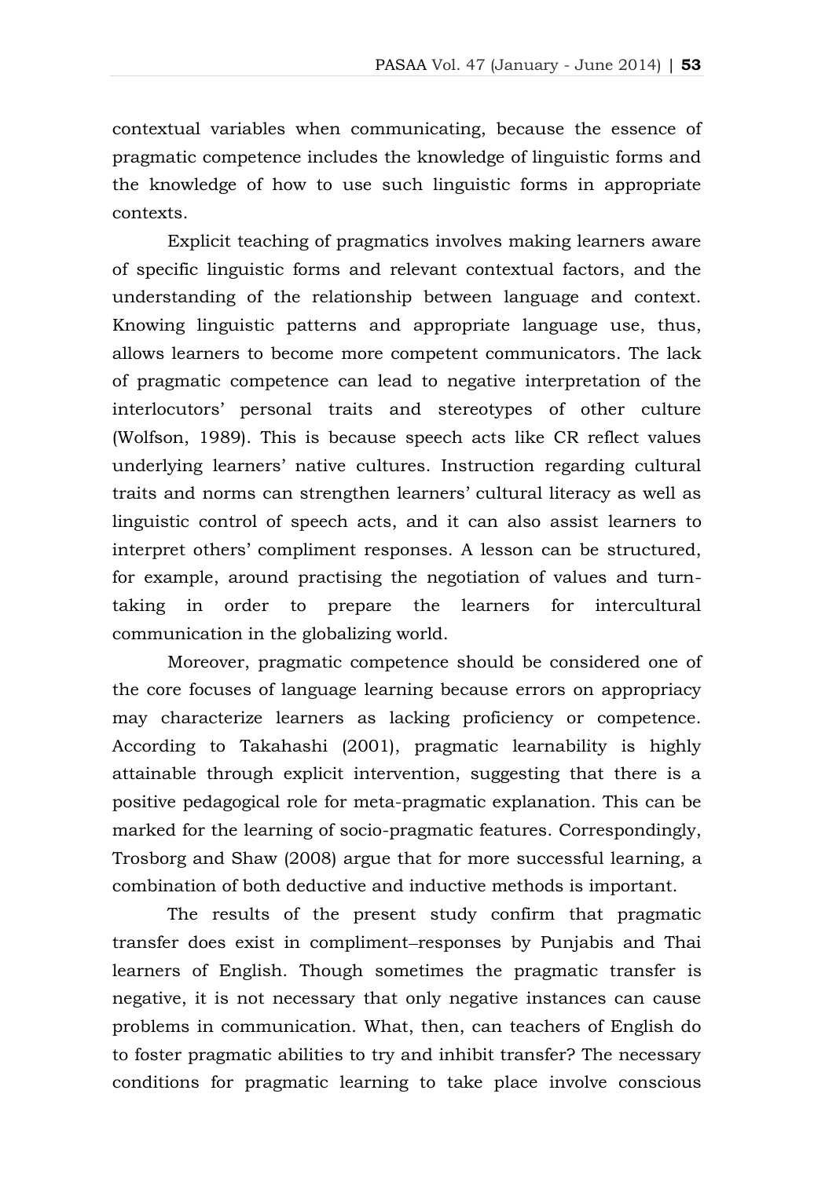contextual variables when communicating, because the essence of pragmatic competence includes the knowledge of linguistic forms and the knowledge of how to use such linguistic forms in appropriate contexts.

Explicit teaching of pragmatics involves making learners aware of specific linguistic forms and relevant contextual factors, and the understanding of the relationship between language and context. Knowing linguistic patterns and appropriate language use, thus, allows learners to become more competent communicators. The lack of pragmatic competence can lead to negative interpretation of the interlocutors' personal traits and stereotypes of other culture (Wolfson, 1989). This is because speech acts like CR reflect values underlying learners' native cultures. Instruction regarding cultural traits and norms can strengthen learners' cultural literacy as well as linguistic control of speech acts, and it can also assist learners to interpret others' compliment responses. A lesson can be structured, for example, around practising the negotiation of values and turn-taking in order to prepare the learners for intercultural communication in the globalizing world.

Moreover, pragmatic competence should be considered one of the core focuses of language learning because errors on appropriacy may characterize learners as lacking proficiency or competence. According to Takahashi (2001), pragmatic learnability is highly attainable through explicit intervention, suggesting that there is a positive pedagogical role for meta-pragmatic explanation. This can be marked for the learning of socio-pragmatic features. Correspondingly, Trosborg and Shaw (2008) argue that for more successful learning, a combination of both deductive and inductive methods is important.

The results of the present study confirm that pragmatic transfer does exist in compliment–responses by Punjabis and Thai learners of English. Though sometimes the pragmatic transfer is negative, it is not necessary that only negative instances can cause problems in communication. What, then, can teachers of English do to foster pragmatic abilities to try and inhibit transfer? The necessary conditions for pragmatic learning to take place involve conscious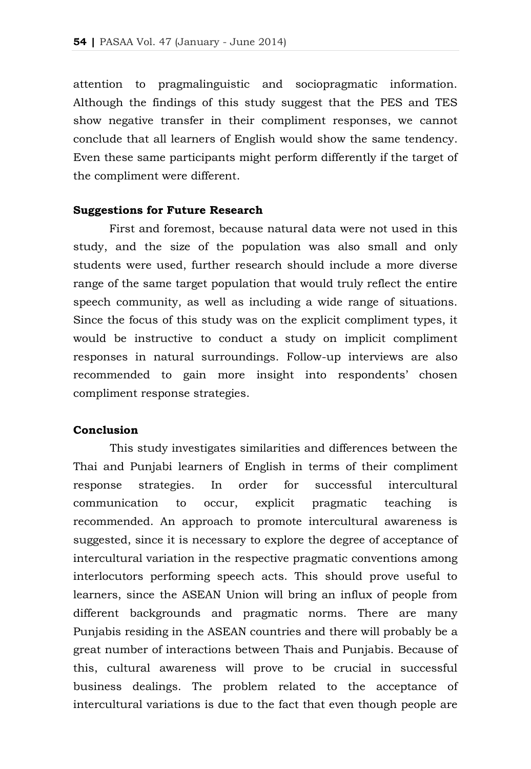attention to pragmalinguistic and sociopragmatic information. Although the findings of this study suggest that the PES and TES show negative transfer in their compliment responses, we cannot conclude that all learners of English would show the same tendency. Even these same participants might perform differently if the target of the compliment were different.

**Suggestions for Future Research**

First and foremost, because natural data were not used in this study, and the size of the population was also small and only students were used, further research should include a more diverse range of the same target population that would truly reflect the entire speech community, as well as including a wide range of situations. Since the focus of this study was on the explicit compliment types, it would be instructive to conduct a study on implicit compliment responses in natural surroundings. Follow-up interviews are also recommended to gain more insight into respondents' chosen compliment response strategies.

**Conclusion**

This study investigates similarities and differences between the Thai and Punjabi learners of English in terms of their compliment response strategies. In order for successful intercultural communication to occur, explicit pragmatic teaching is recommended. An approach to promote intercultural awareness is suggested, since it is necessary to explore the degree of acceptance of intercultural variation in the respective pragmatic conventions among interlocutors performing speech acts. This should prove useful to learners, since the ASEAN Union will bring an influx of people from different backgrounds and pragmatic norms. There are many Punjabis residing in the ASEAN countries and there will probably be a great number of interactions between Thais and Punjabis. Because of this, cultural awareness will prove to be crucial in successful business dealings. The problem related to the acceptance of intercultural variations is due to the fact that even though people are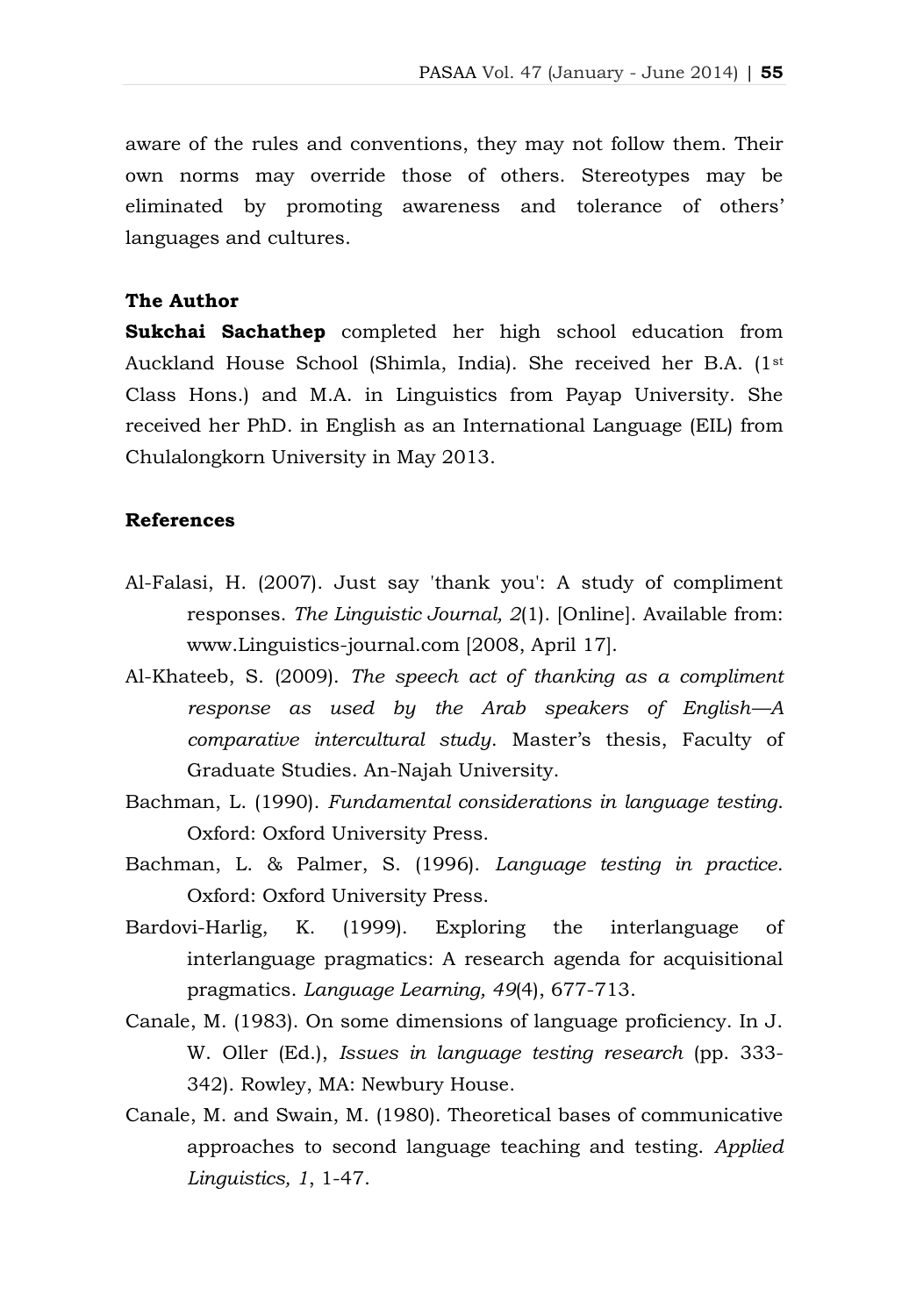aware of the rules and conventions, they may not follow them. Their own norms may override those of others. Stereotypes may be eliminated by promoting awareness and tolerance of others' languages and cultures.

### The Author

**Sukchai Sachathep** completed her high school education from Auckland House School (Shimla, India). She received her B.A. (1st Class Hons.) and M.A. in Linguistics from Payap University. She received her PhD. in English as an International Language (EIL) from Chulalongkorn University in May 2013.

### References

Al-Falasi, H. (2007). Just say 'thank you': A study of compliment responses. *The Linguistic Journal, 2*(1). [Online]. Available from: www.Linguistics-journal.com [2008, April 17].

Al-Khateeb, S. (2009). *The speech act of thanking as a compliment response as used by the Arab speakers of English—A comparative intercultural study*. Master's thesis, Faculty of Graduate Studies. An-Najah University.

Bachman, L. (1990). *Fundamental considerations in language testing*. Oxford: Oxford University Press.

Bachman, L. & Palmer, S. (1996). *Language testing in practice*. Oxford: Oxford University Press.

Bardovi-Harlig, K. (1999). Exploring the interlanguage of interlanguage pragmatics: A research agenda for acquisitional pragmatics. *Language Learning, 49*(4), 677-713.

Canale, M. (1983). On some dimensions of language proficiency. In J. W. Oller (Ed.), *Issues in language testing research* (pp. 333-342). Rowley, MA: Newbury House.

Canale, M. and Swain, M. (1980). Theoretical bases of communicative approaches to second language teaching and testing. *Applied Linguistics, 1*, 1-47.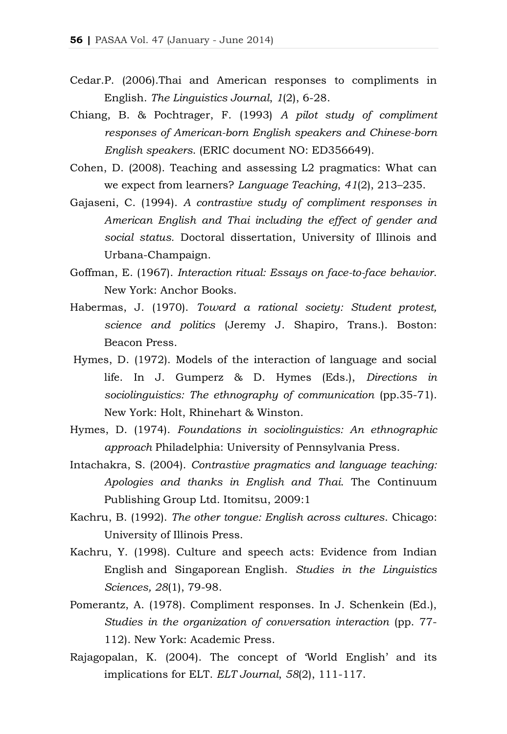Cedar.P. (2006).Thai and American responses to compliments in English. *The Linguistics Journal*, *1*(2), 6-28.

Chiang, B. & Pochtrager, F. (1993) *A pilot study of compliment responses of American-born English speakers and Chinese-born English speakers*. (ERIC document NO: ED356649).

Cohen, D. (2008). Teaching and assessing L2 pragmatics: What can we expect from learners? *Language Teaching*, *41*(2), 213–235.

Gajaseni, C. (1994). *A contrastive study of compliment responses in American English and Thai including the effect of gender and social status.* Doctoral dissertation, University of Illinois and Urbana-Champaign.

Goffman, E. (1967). *Interaction ritual: Essays on face-to-face behavior*. New York: Anchor Books.

Habermas, J. (1970). *Toward a rational society: Student protest, science and politics* (Jeremy J. Shapiro, Trans.). Boston: Beacon Press.

Hymes, D. (1972). Models of the interaction of language and social life. In J. Gumperz & D. Hymes (Eds.), *Directions in sociolinguistics: The ethnography of communication* (pp.35-71). New York: Holt, Rhinehart & Winston.

Hymes, D. (1974). *Foundations in sociolinguistics: An ethnographic approach* Philadelphia: University of Pennsylvania Press.

Intachakra, S. (2004). *Contrastive pragmatics and language teaching: Apologies and thanks in English and Thai*. The Continuum Publishing Group Ltd. Itomitsu, 2009:1

Kachru, B. (1992). *The other tongue: English across cultures*. Chicago: University of Illinois Press.

Kachru, Y. (1998). Culture and speech acts: Evidence from Indian English and Singaporean English. *Studies in the Linguistics Sciences, 28*(1), 79-98.

Pomerantz, A. (1978). Compliment responses. In J. Schenkein (Ed.), *Studies in the organization of conversation interaction* (pp. 77-112). New York: Academic Press.

Rajagopalan, K. (2004). The concept of 'World English' and its implications for ELT. *ELT Journal*, *58*(2), 111-117.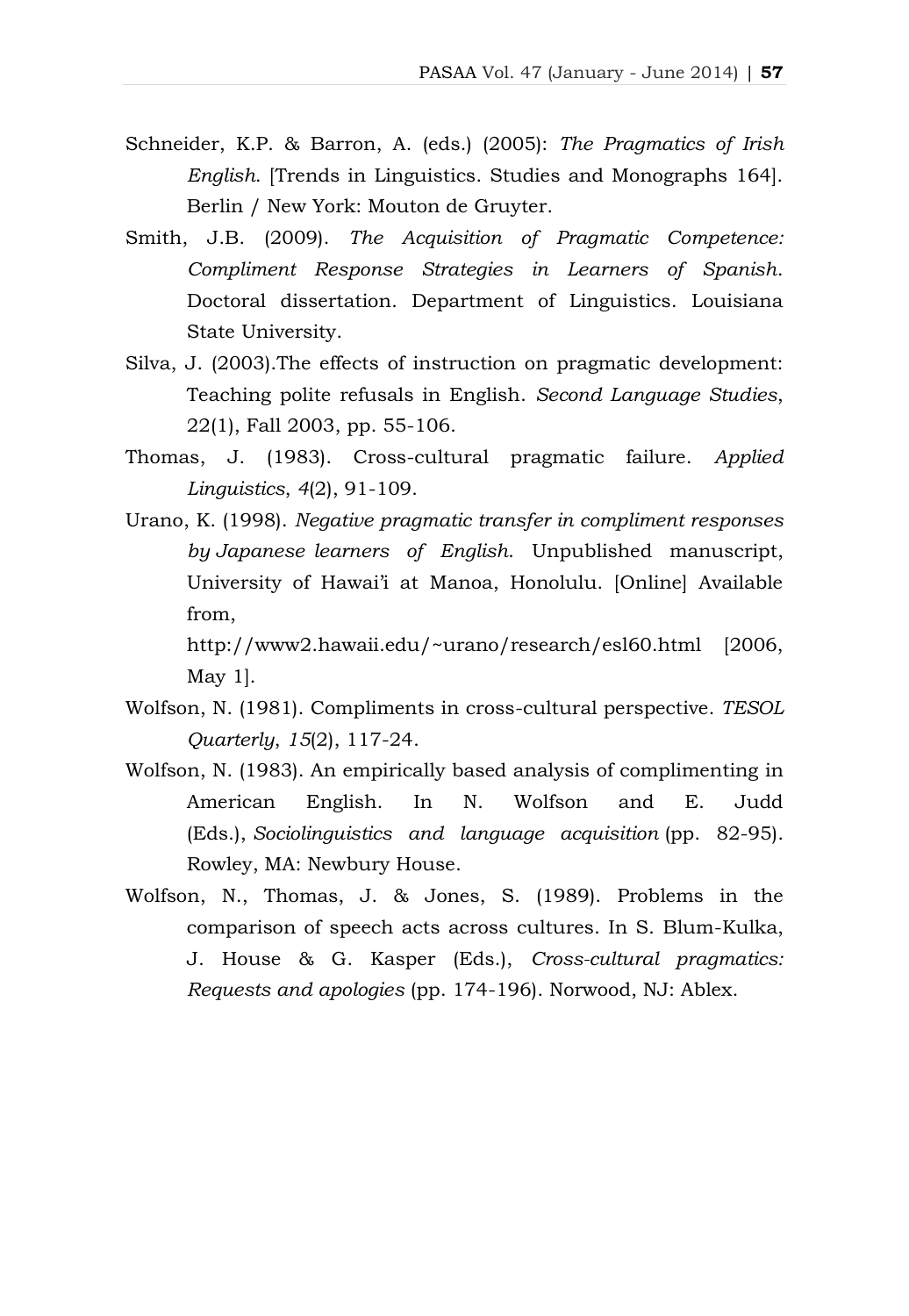Schneider, K.P. & Barron, A. (eds.) (2005): *The Pragmatics of Irish English*. [Trends in Linguistics. Studies and Monographs 164]. Berlin / New York: Mouton de Gruyter.

Smith, J.B. (2009). *The Acquisition of Pragmatic Competence: Compliment Response Strategies in Learners of Spanish*. Doctoral dissertation. Department of Linguistics. Louisiana State University.

Silva, J. (2003).The effects of instruction on pragmatic development: Teaching polite refusals in English. *Second Language Studies*, 22(1), Fall 2003, pp. 55-106.

Thomas, J. (1983). Cross-cultural pragmatic failure. *Applied Linguistics*, *4*(2), 91-109.

Urano, K. (1998). *Negative pragmatic transfer in compliment responses by Japanese learners of English*. Unpublished manuscript, University of Hawai'i at Manoa, Honolulu. [Online] Available from, http://www2.hawaii.edu/~urano/research/esl60.html [2006, May 1].

Wolfson, N. (1981). Compliments in cross-cultural perspective. *TESOL Quarterly*, *15*(2), 117-24.

Wolfson, N. (1983). An empirically based analysis of complimenting in American English. In N. Wolfson and E. Judd (Eds.), *Sociolinguistics and language acquisition* (pp. 82-95). Rowley, MA: Newbury House.

Wolfson, N., Thomas, J. & Jones, S. (1989). Problems in the comparison of speech acts across cultures. In S. Blum-Kulka, J. House & G. Kasper (Eds.), *Cross-cultural pragmatics: Requests and apologies* (pp. 174-196). Norwood, NJ: Ablex.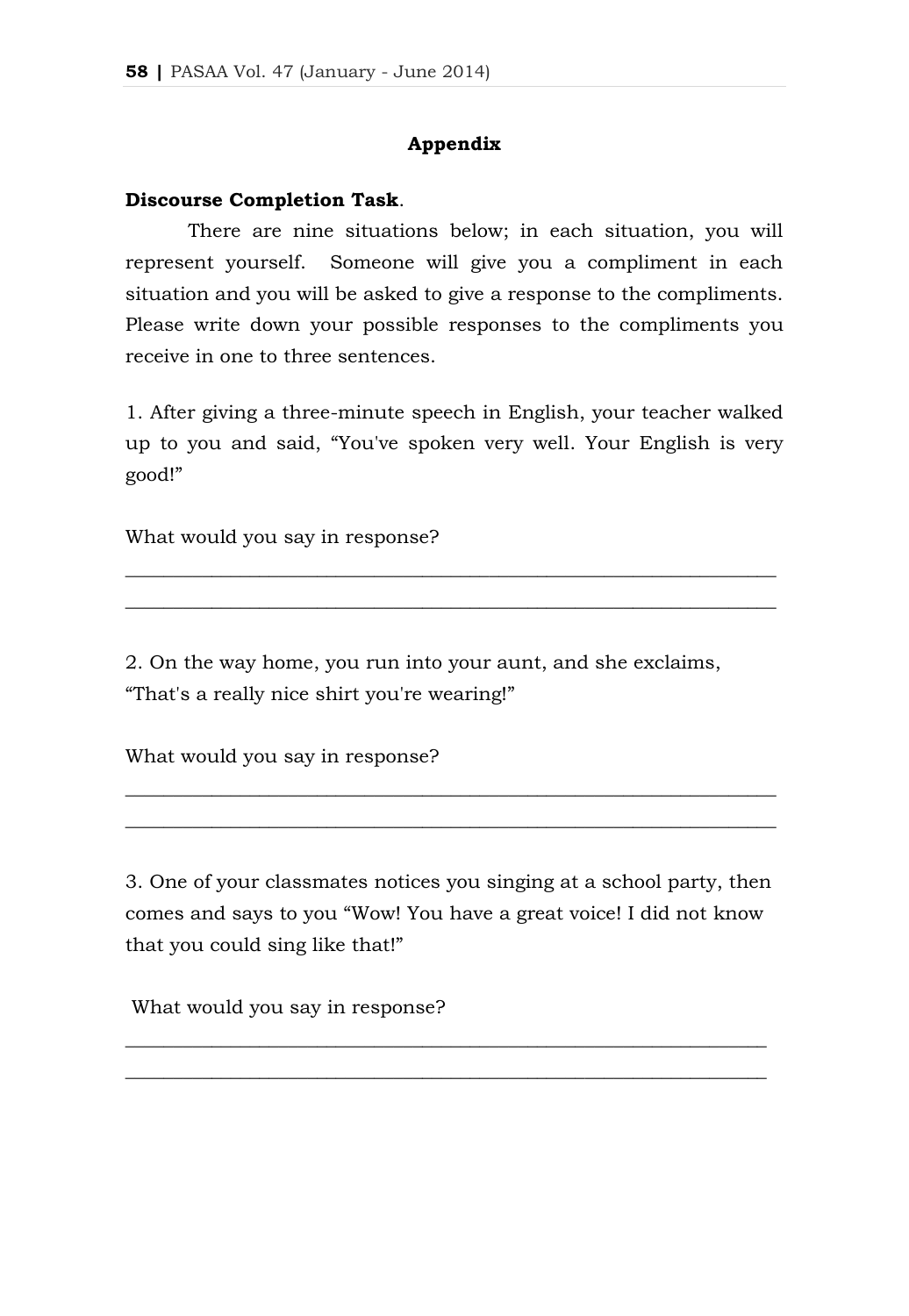## Appendix

**Discourse Completion Task**.

There are nine situations below; in each situation, you will represent yourself. Someone will give you a compliment in each situation and you will be asked to give a response to the compliments. Please write down your possible responses to the compliments you receive in one to three sentences.

1. After giving a three-minute speech in English, your teacher walked up to you and said, "You've spoken very well. Your English is very good!"

What would you say in response?

_______________________________________________________________

_______________________________________________________________

2. On the way home, you run into your aunt, and she exclaims, "That's a really nice shirt you're wearing!"

What would you say in response?

_______________________________________________________________

_______________________________________________________________

3. One of your classmates notices you singing at a school party, then comes and says to you "Wow! You have a great voice! I did not know that you could sing like that!"

What would you say in response?

_______________________________________________________________

_______________________________________________________________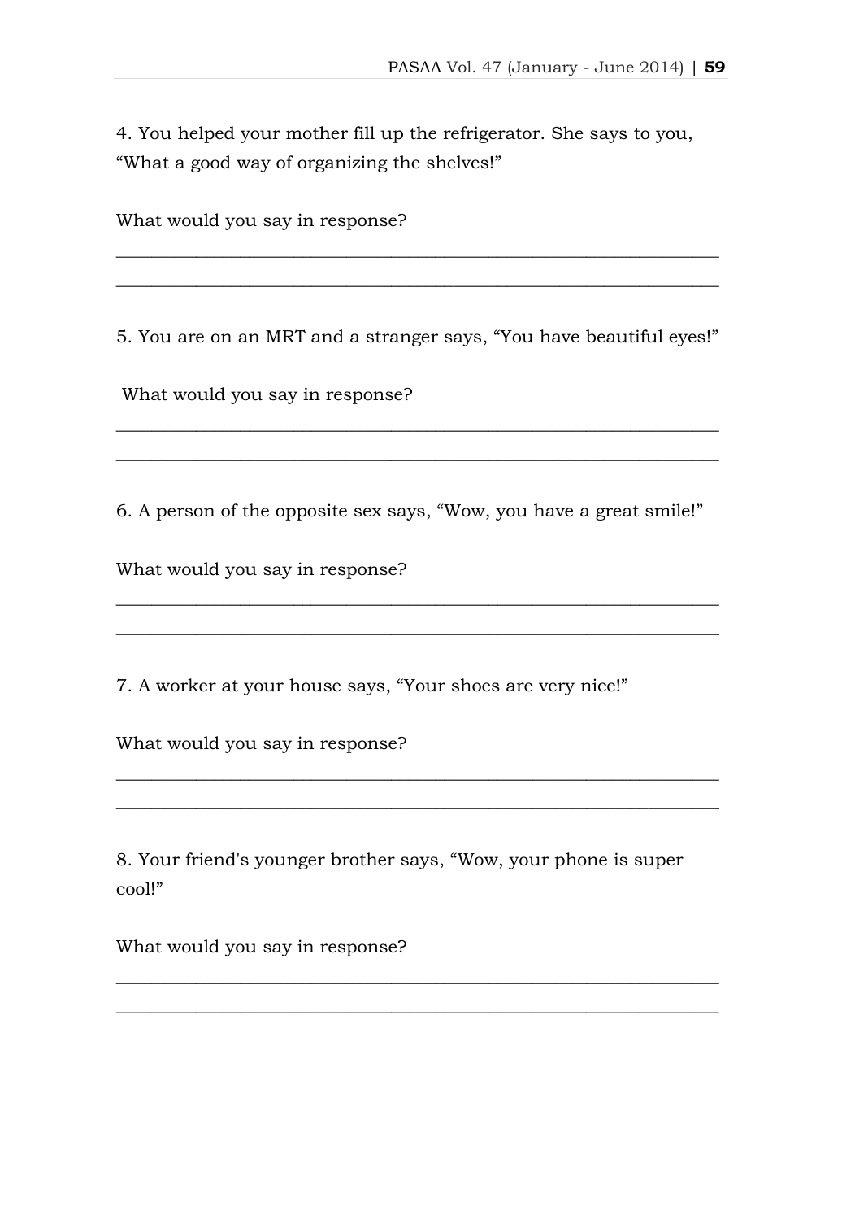4. You helped your mother fill up the refrigerator. She says to you, "What a good way of organizing the shelves!"

What would you say in response?

_______________________________________________________________

_______________________________________________________________

5. You are on an MRT and a stranger says, "You have beautiful eyes!"

What would you say in response?

_______________________________________________________________

_______________________________________________________________

6. A person of the opposite sex says, "Wow, you have a great smile!"

What would you say in response?

_______________________________________________________________

_______________________________________________________________

7. A worker at your house says, "Your shoes are very nice!"

What would you say in response?

_______________________________________________________________

_______________________________________________________________

8. Your friend's younger brother says, "Wow, your phone is super cool!"

What would you say in response?

_______________________________________________________________

_______________________________________________________________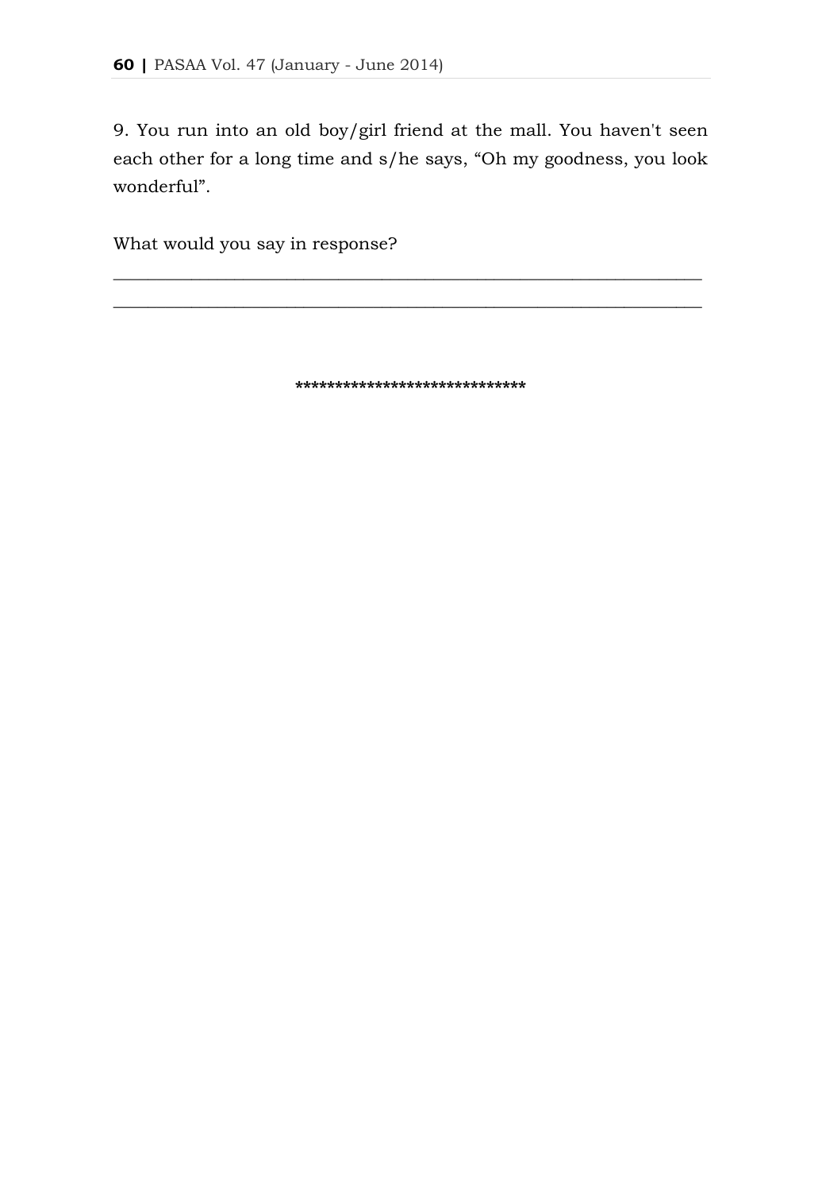9. You run into an old boy/girl friend at the mall. You haven't seen each other for a long time and s/he says, "Oh my goodness, you look wonderful".

What would you say in response?

_______________________________________________________________

_______________________________________________________________

****************************